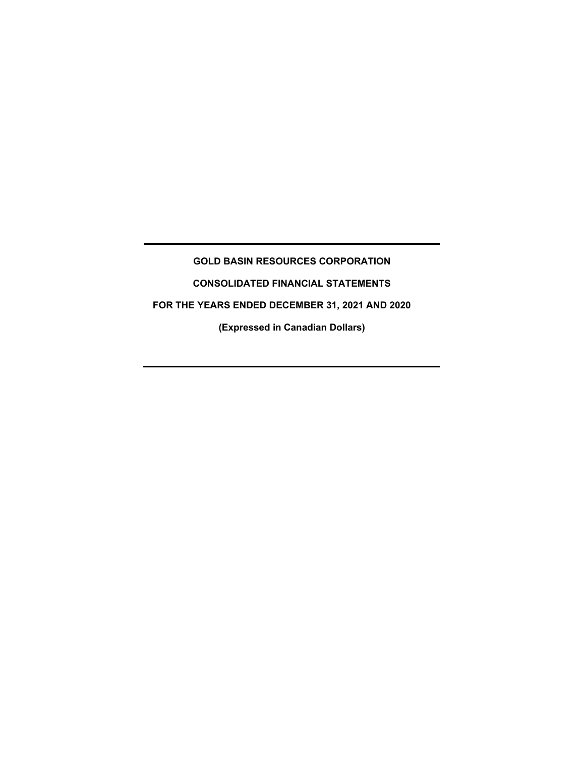# GOLD BASIN RESOURCES CORPORATION

## CONSOLIDATED FINANCIAL STATEMENTS

## FOR THE YEARS ENDED DECEMBER 31, 2021 AND 2020

**(Expressed in Canadian Dollars)**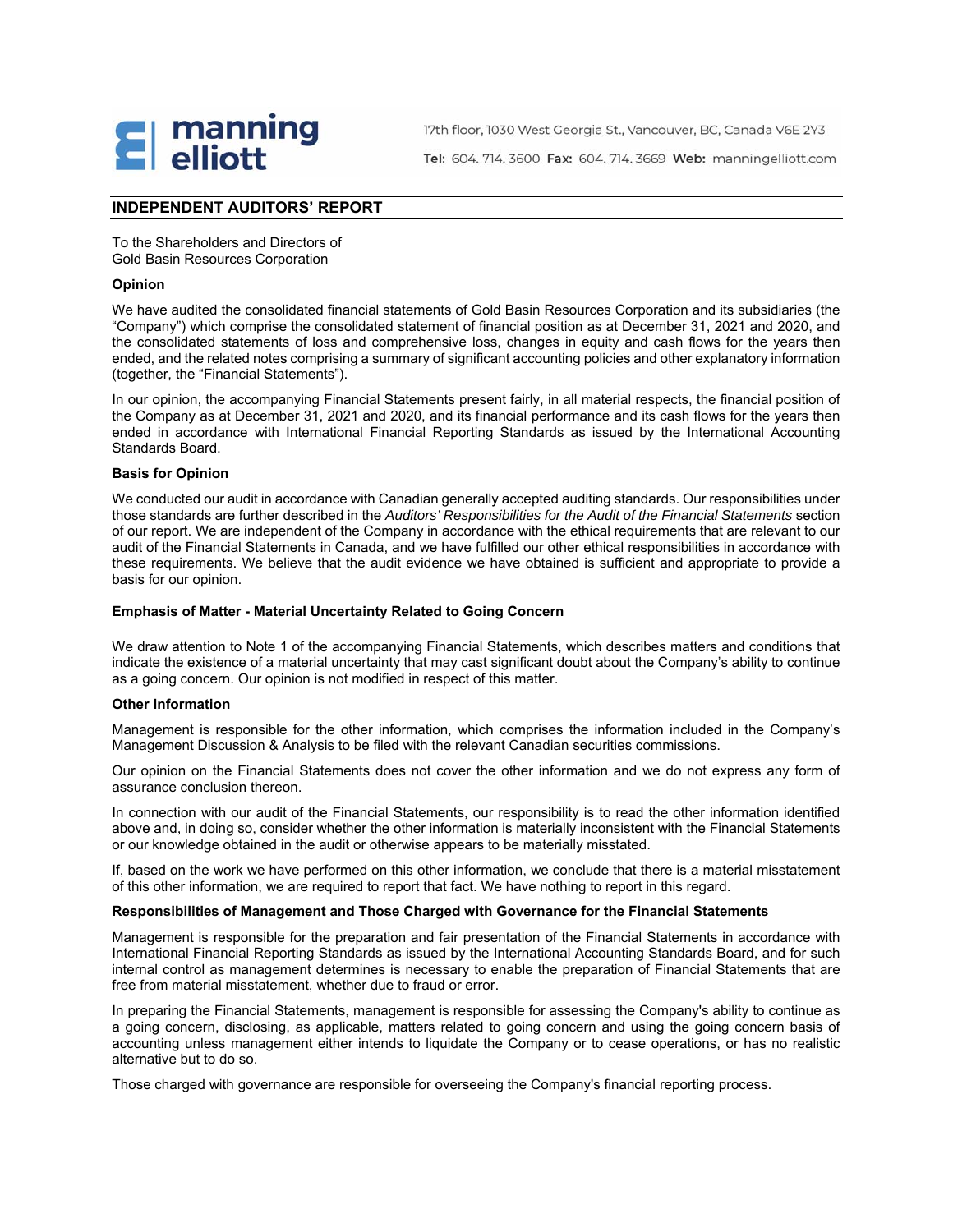manning elliott

17th floor, 1030 West Georgia St., Vancouver, BC, Canada V6E 2Y3

**Tel:** 604. 714. 3600 **Fax:** 604. 714. 3669 **Web:** manningelliott.com

## INDEPENDENT AUDITORS' REPORT

To the Shareholders and Directors of
Gold Basin Resources Corporation

**Opinion**

We have audited the consolidated financial statements of Gold Basin Resources Corporation and its subsidiaries (the "Company") which comprise the consolidated statement of financial position as at December 31, 2021 and 2020, and the consolidated statements of loss and comprehensive loss, changes in equity and cash flows for the years then ended, and the related notes comprising a summary of significant accounting policies and other explanatory information (together, the "Financial Statements").

In our opinion, the accompanying Financial Statements present fairly, in all material respects, the financial position of the Company as at December 31, 2021 and 2020, and its financial performance and its cash flows for the years then ended in accordance with International Financial Reporting Standards as issued by the International Accounting Standards Board.

**Basis for Opinion**

We conducted our audit in accordance with Canadian generally accepted auditing standards. Our responsibilities under those standards are further described in the *Auditors' Responsibilities for the Audit of the Financial Statements* section of our report. We are independent of the Company in accordance with the ethical requirements that are relevant to our audit of the Financial Statements in Canada, and we have fulfilled our other ethical responsibilities in accordance with these requirements. We believe that the audit evidence we have obtained is sufficient and appropriate to provide a basis for our opinion.

**Emphasis of Matter - Material Uncertainty Related to Going Concern**

We draw attention to Note 1 of the accompanying Financial Statements, which describes matters and conditions that indicate the existence of a material uncertainty that may cast significant doubt about the Company's ability to continue as a going concern. Our opinion is not modified in respect of this matter.

**Other Information**

Management is responsible for the other information, which comprises the information included in the Company's Management Discussion & Analysis to be filed with the relevant Canadian securities commissions.

Our opinion on the Financial Statements does not cover the other information and we do not express any form of assurance conclusion thereon.

In connection with our audit of the Financial Statements, our responsibility is to read the other information identified above and, in doing so, consider whether the other information is materially inconsistent with the Financial Statements or our knowledge obtained in the audit or otherwise appears to be materially misstated.

If, based on the work we have performed on this other information, we conclude that there is a material misstatement of this other information, we are required to report that fact. We have nothing to report in this regard.

**Responsibilities of Management and Those Charged with Governance for the Financial Statements**

Management is responsible for the preparation and fair presentation of the Financial Statements in accordance with International Financial Reporting Standards as issued by the International Accounting Standards Board, and for such internal control as management determines is necessary to enable the preparation of Financial Statements that are free from material misstatement, whether due to fraud or error.

In preparing the Financial Statements, management is responsible for assessing the Company's ability to continue as a going concern, disclosing, as applicable, matters related to going concern and using the going concern basis of accounting unless management either intends to liquidate the Company or to cease operations, or has no realistic alternative but to do so.

Those charged with governance are responsible for overseeing the Company's financial reporting process.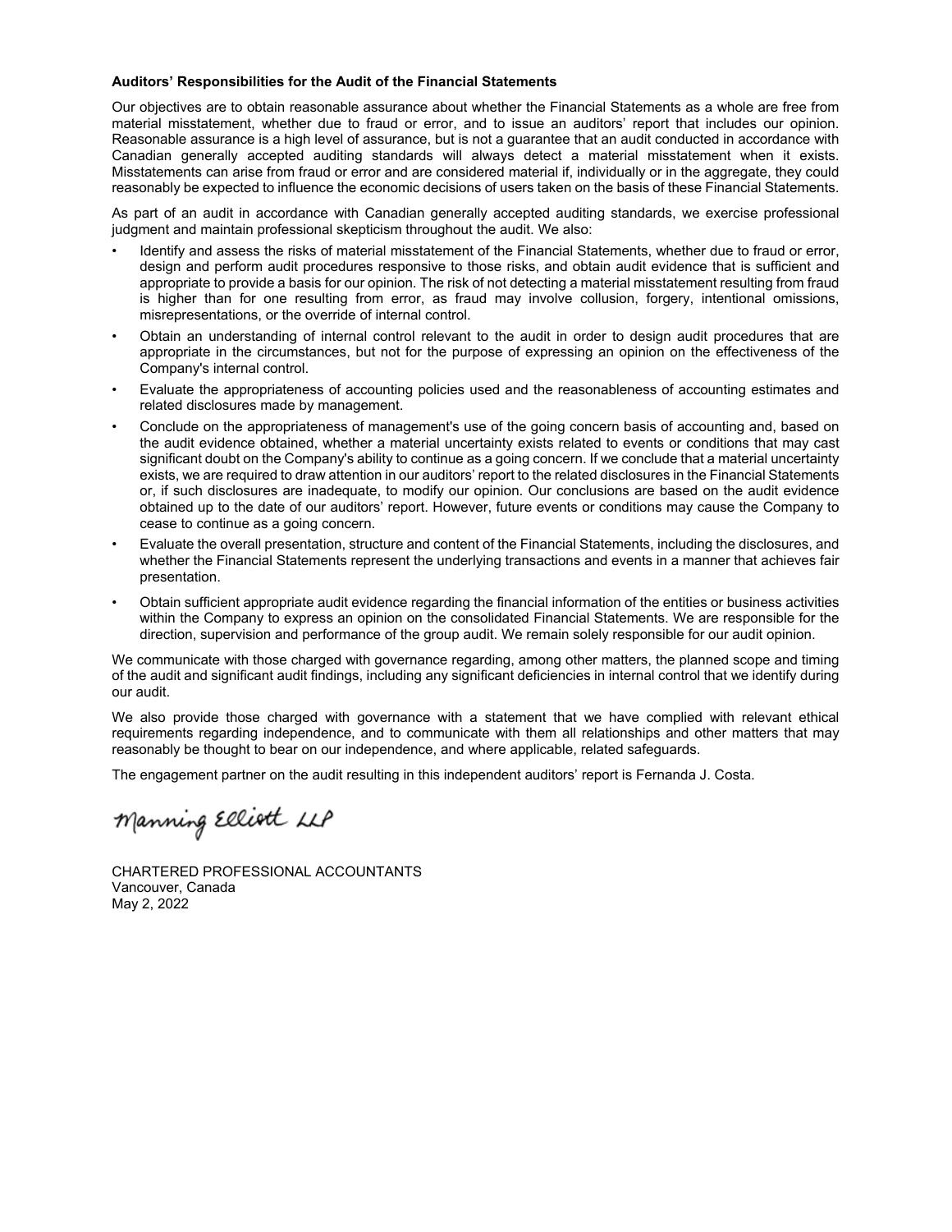**Auditors' Responsibilities for the Audit of the Financial Statements**

Our objectives are to obtain reasonable assurance about whether the Financial Statements as a whole are free from material misstatement, whether due to fraud or error, and to issue an auditors' report that includes our opinion. Reasonable assurance is a high level of assurance, but is not a guarantee that an audit conducted in accordance with Canadian generally accepted auditing standards will always detect a material misstatement when it exists. Misstatements can arise from fraud or error and are considered material if, individually or in the aggregate, they could reasonably be expected to influence the economic decisions of users taken on the basis of these Financial Statements.

As part of an audit in accordance with Canadian generally accepted auditing standards, we exercise professional judgment and maintain professional skepticism throughout the audit. We also:

- Identify and assess the risks of material misstatement of the Financial Statements, whether due to fraud or error, design and perform audit procedures responsive to those risks, and obtain audit evidence that is sufficient and appropriate to provide a basis for our opinion. The risk of not detecting a material misstatement resulting from fraud is higher than for one resulting from error, as fraud may involve collusion, forgery, intentional omissions, misrepresentations, or the override of internal control.
- Obtain an understanding of internal control relevant to the audit in order to design audit procedures that are appropriate in the circumstances, but not for the purpose of expressing an opinion on the effectiveness of the Company's internal control.
- Evaluate the appropriateness of accounting policies used and the reasonableness of accounting estimates and related disclosures made by management.
- Conclude on the appropriateness of management's use of the going concern basis of accounting and, based on the audit evidence obtained, whether a material uncertainty exists related to events or conditions that may cast significant doubt on the Company's ability to continue as a going concern. If we conclude that a material uncertainty exists, we are required to draw attention in our auditors' report to the related disclosures in the Financial Statements or, if such disclosures are inadequate, to modify our opinion. Our conclusions are based on the audit evidence obtained up to the date of our auditors' report. However, future events or conditions may cause the Company to cease to continue as a going concern.
- Evaluate the overall presentation, structure and content of the Financial Statements, including the disclosures, and whether the Financial Statements represent the underlying transactions and events in a manner that achieves fair presentation.
- Obtain sufficient appropriate audit evidence regarding the financial information of the entities or business activities within the Company to express an opinion on the consolidated Financial Statements. We are responsible for the direction, supervision and performance of the group audit. We remain solely responsible for our audit opinion.

We communicate with those charged with governance regarding, among other matters, the planned scope and timing of the audit and significant audit findings, including any significant deficiencies in internal control that we identify during our audit.

We also provide those charged with governance with a statement that we have complied with relevant ethical requirements regarding independence, and to communicate with them all relationships and other matters that may reasonably be thought to bear on our independence, and where applicable, related safeguards.

The engagement partner on the audit resulting in this independent auditors' report is Fernanda J. Costa.

Manning Elliott LLP

CHARTERED PROFESSIONAL ACCOUNTANTS
Vancouver, Canada
May 2, 2022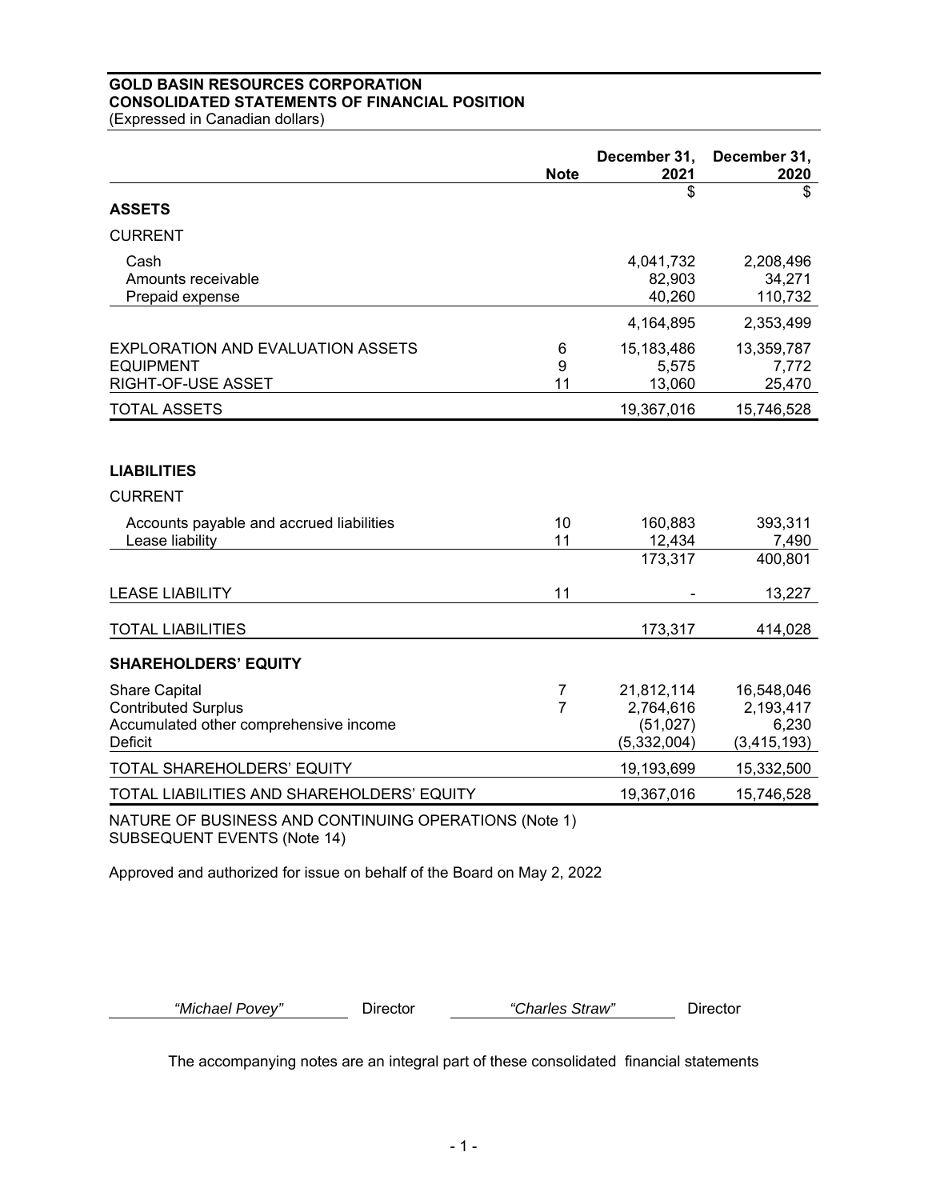**GOLD BASIN RESOURCES CORPORATION**
**CONSOLIDATED STATEMENTS OF FINANCIAL POSITION**
(Expressed in Canadian dollars)

| | Note | December 31, 2021 | December 31, 2020 |
|---|---|---|---|
| | | $ | $ |
| **ASSETS** | | | |
| CURRENT | | | |
| Cash | | 4,041,732 | 2,208,496 |
| Amounts receivable | | 82,903 | 34,271 |
| Prepaid expense | | 40,260 | 110,732 |
| | | 4,164,895 | 2,353,499 |
| EXPLORATION AND EVALUATION ASSETS | 6 | 15,183,486 | 13,359,787 |
| EQUIPMENT | 9 | 5,575 | 7,772 |
| RIGHT-OF-USE ASSET | 11 | 13,060 | 25,470 |
| TOTAL ASSETS | | 19,367,016 | 15,746,528 |
| **LIABILITIES** | | | |
| CURRENT | | | |
| Accounts payable and accrued liabilities | 10 | 160,883 | 393,311 |
| Lease liability | 11 | 12,434 | 7,490 |
| | | 173,317 | 400,801 |
| LEASE LIABILITY | 11 | - | 13,227 |
| TOTAL LIABILITIES | | 173,317 | 414,028 |
| **SHAREHOLDERS' EQUITY** | | | |
| Share Capital | 7 | 21,812,114 | 16,548,046 |
| Contributed Surplus | 7 | 2,764,616 | 2,193,417 |
| Accumulated other comprehensive income | | (51,027) | 6,230 |
| Deficit | | (5,332,004) | (3,415,193) |
| TOTAL SHAREHOLDERS' EQUITY | | 19,193,699 | 15,332,500 |
| TOTAL LIABILITIES AND SHAREHOLDERS' EQUITY | | 19,367,016 | 15,746,528 |

NATURE OF BUSINESS AND CONTINUING OPERATIONS (Note 1)
SUBSEQUENT EVENTS (Note 14)

Approved and authorized for issue on behalf of the Board on May 2, 2022

*"Michael Povey"* Director *"Charles Straw"* Director

The accompanying notes are an integral part of these consolidated financial statements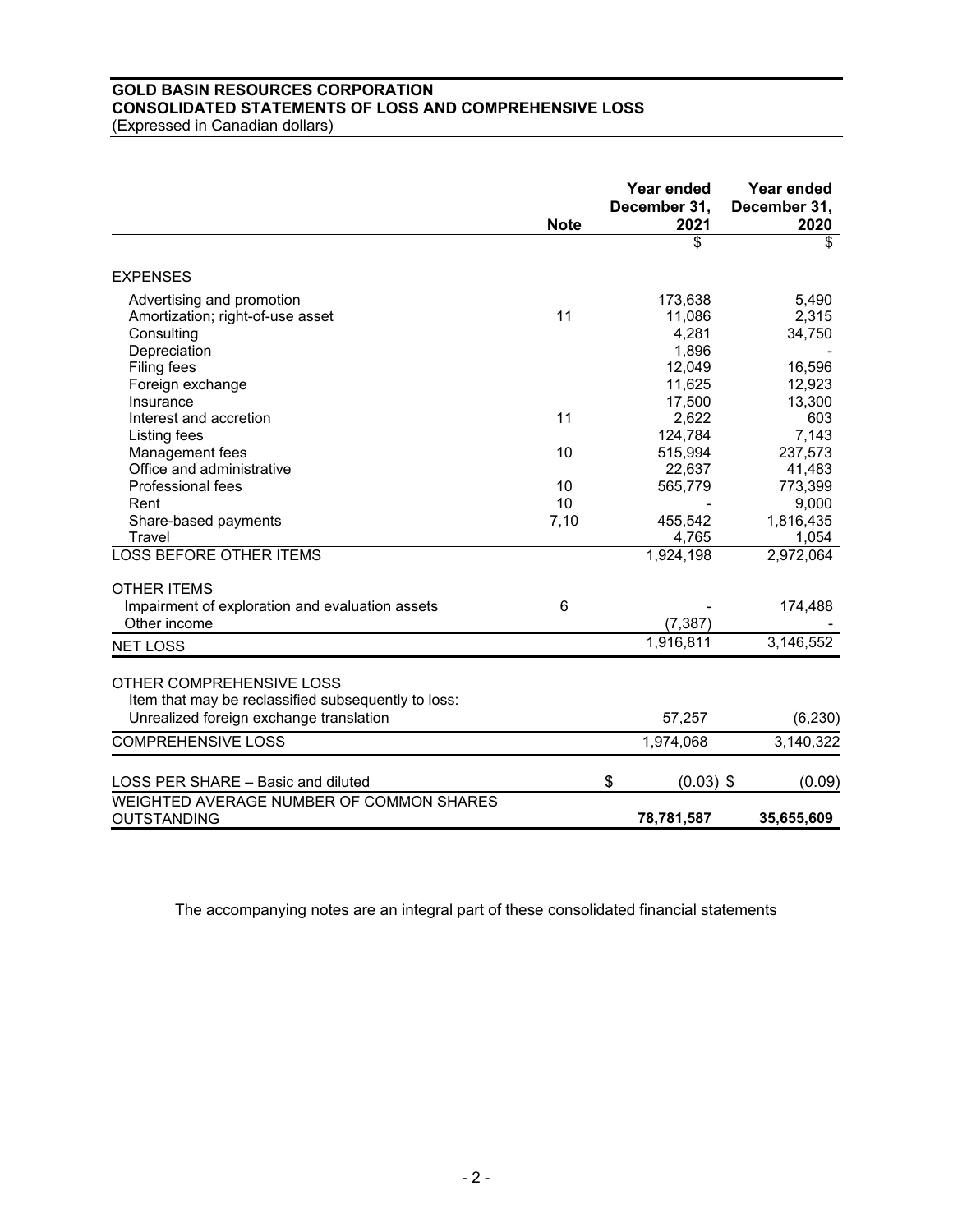**GOLD BASIN RESOURCES CORPORATION**
**CONSOLIDATED STATEMENTS OF LOSS AND COMPREHENSIVE LOSS**
(Expressed in Canadian dollars)

| | Note | Year ended December 31, 2021 | Year ended December 31, 2020 |
|---|---|---|---|
| | | $ | $ |
| EXPENSES | | | |
| Advertising and promotion | | 173,638 | 5,490 |
| Amortization; right-of-use asset | 11 | 11,086 | 2,315 |
| Consulting | | 4,281 | 34,750 |
| Depreciation | | 1,896 | - |
| Filing fees | | 12,049 | 16,596 |
| Foreign exchange | | 11,625 | 12,923 |
| Insurance | | 17,500 | 13,300 |
| Interest and accretion | 11 | 2,622 | 603 |
| Listing fees | | 124,784 | 7,143 |
| Management fees | 10 | 515,994 | 237,573 |
| Office and administrative | | 22,637 | 41,483 |
| Professional fees | 10 | 565,779 | 773,399 |
| Rent | 10 | - | 9,000 |
| Share-based payments | 7,10 | 455,542 | 1,816,435 |
| Travel | | 4,765 | 1,054 |
| LOSS BEFORE OTHER ITEMS | | 1,924,198 | 2,972,064 |
| OTHER ITEMS | | | |
| Impairment of exploration and evaluation assets | 6 | - | 174,488 |
| Other income | | (7,387) | - |
| NET LOSS | | 1,916,811 | 3,146,552 |
| OTHER COMPREHENSIVE LOSS | | | |
| Item that may be reclassified subsequently to loss: | | | |
| Unrealized foreign exchange translation | | 57,257 | (6,230) |
| COMPREHENSIVE LOSS | | 1,974,068 | 3,140,322 |
| LOSS PER SHARE – Basic and diluted | | $ (0.03) | $ (0.09) |
| WEIGHTED AVERAGE NUMBER OF COMMON SHARES OUTSTANDING | | **78,781,587** | **35,655,609** |

The accompanying notes are an integral part of these consolidated financial statements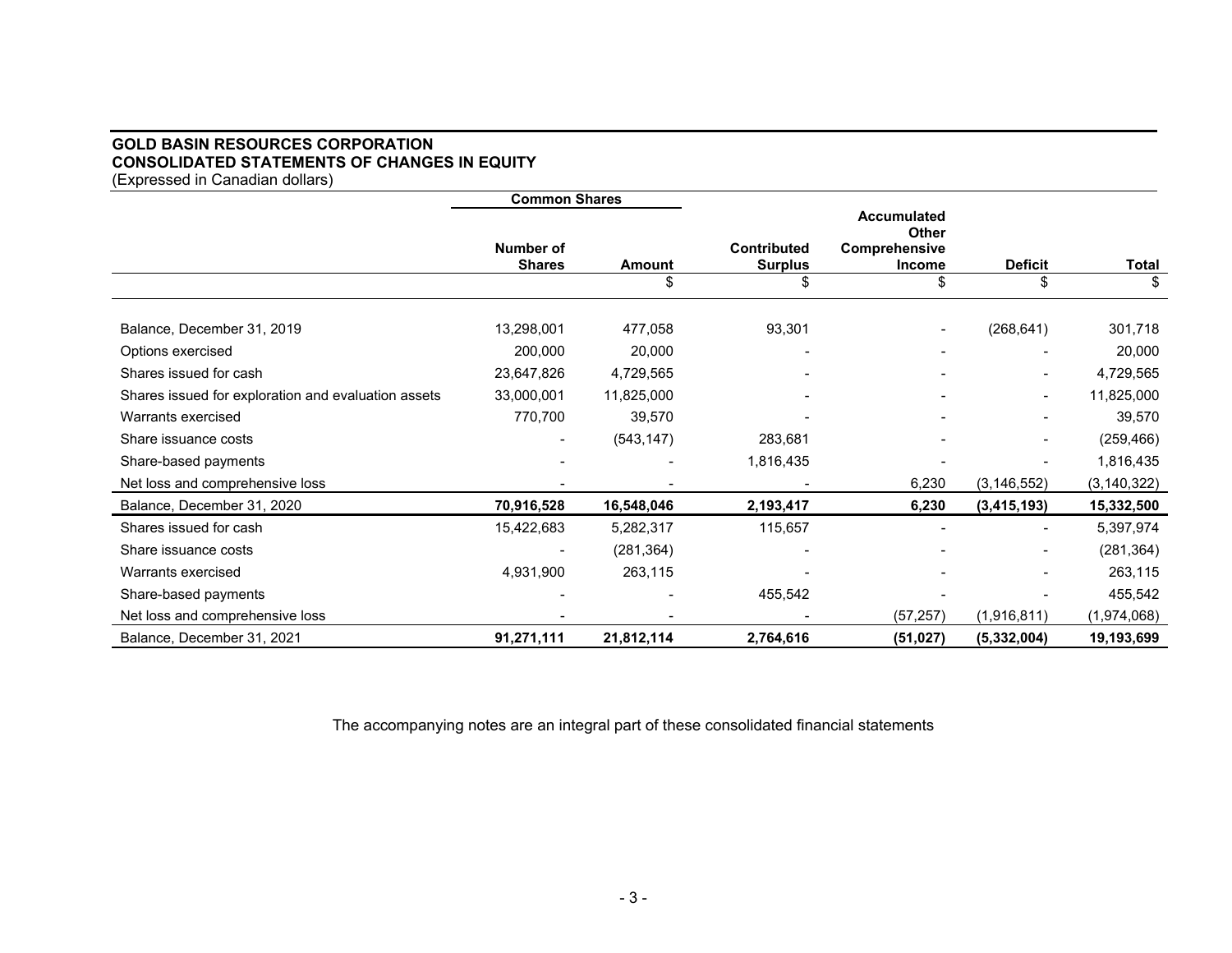**GOLD BASIN RESOURCES CORPORATION**
**CONSOLIDATED STATEMENTS OF CHANGES IN EQUITY**
(Expressed in Canadian dollars)

| | Common Shares | | | | | |
|---|---|---|---|---|---|---|
| | Number of Shares | Amount | Contributed Surplus | Accumulated Other Comprehensive Income | Deficit | Total |
| | | $ | $ | $ | $ | $ |
| Balance, December 31, 2019 | 13,298,001 | 477,058 | 93,301 | - | (268,641) | 301,718 |
| Options exercised | 200,000 | 20,000 | - | - | - | 20,000 |
| Shares issued for cash | 23,647,826 | 4,729,565 | - | - | - | 4,729,565 |
| Shares issued for exploration and evaluation assets | 33,000,001 | 11,825,000 | - | - | - | 11,825,000 |
| Warrants exercised | 770,700 | 39,570 | - | - | - | 39,570 |
| Share issuance costs | - | (543,147) | 283,681 | - | - | (259,466) |
| Share-based payments | - | - | 1,816,435 | - | - | 1,816,435 |
| Net loss and comprehensive loss | - | - | - | 6,230 | (3,146,552) | (3,140,322) |
| **Balance, December 31, 2020** | **70,916,528** | **16,548,046** | **2,193,417** | **6,230** | **(3,415,193)** | **15,332,500** |
| Shares issued for cash | 15,422,683 | 5,282,317 | 115,657 | - | - | 5,397,974 |
| Share issuance costs | - | (281,364) | - | - | - | (281,364) |
| Warrants exercised | 4,931,900 | 263,115 | - | - | - | 263,115 |
| Share-based payments | - | - | 455,542 | - | - | 455,542 |
| Net loss and comprehensive loss | - | - | - | (57,257) | (1,916,811) | (1,974,068) |
| Balance, December 31, 2021 | **91,271,111** | **21,812,114** | **2,764,616** | **(51,027)** | **(5,332,004)** | **19,193,699** |

The accompanying notes are an integral part of these consolidated financial statements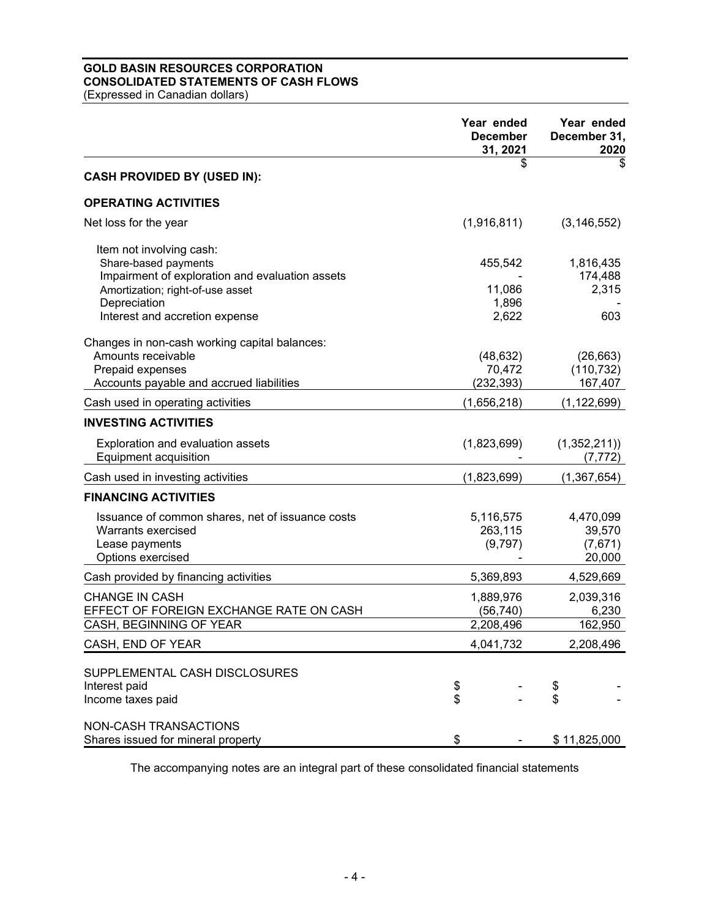**GOLD BASIN RESOURCES CORPORATION**
**CONSOLIDATED STATEMENTS OF CASH FLOWS**
(Expressed in Canadian dollars)

| | Year ended December 31, 2021 | Year ended December 31, 2020 |
|---|---|---|
| | $ | $ |
| **CASH PROVIDED BY (USED IN):** | | |
| **OPERATING ACTIVITIES** | | |
| Net loss for the year | (1,916,811) | (3,146,552) |
| Item not involving cash: | | |
| Share-based payments | 455,542 | 1,816,435 |
| Impairment of exploration and evaluation assets | - | 174,488 |
| Amortization; right-of-use asset | 11,086 | 2,315 |
| Depreciation | 1,896 | - |
| Interest and accretion expense | 2,622 | 603 |
| Changes in non-cash working capital balances: | | |
| Amounts receivable | (48,632) | (26,663) |
| Prepaid expenses | 70,472 | (110,732) |
| Accounts payable and accrued liabilities | (232,393) | 167,407 |
| Cash used in operating activities | (1,656,218) | (1,122,699) |
| **INVESTING ACTIVITIES** | | |
| Exploration and evaluation assets | (1,823,699) | (1,352,211)) |
| Equipment acquisition | - | (7,772) |
| Cash used in investing activities | (1,823,699) | (1,367,654) |
| **FINANCING ACTIVITIES** | | |
| Issuance of common shares, net of issuance costs | 5,116,575 | 4,470,099 |
| Warrants exercised | 263,115 | 39,570 |
| Lease payments | (9,797) | (7,671) |
| Options exercised | - | 20,000 |
| Cash provided by financing activities | 5,369,893 | 4,529,669 |
| CHANGE IN CASH | 1,889,976 | 2,039,316 |
| EFFECT OF FOREIGN EXCHANGE RATE ON CASH | (56,740) | 6,230 |
| CASH, BEGINNING OF YEAR | 2,208,496 | 162,950 |
| CASH, END OF YEAR | 4,041,732 | 2,208,496 |
| SUPPLEMENTAL CASH DISCLOSURES | | |
| Interest paid | $ - | $ - |
| Income taxes paid | $ - | $ - |
| NON-CASH TRANSACTIONS | | |
| Shares issued for mineral property | $ - | $ 11,825,000 |

The accompanying notes are an integral part of these consolidated financial statements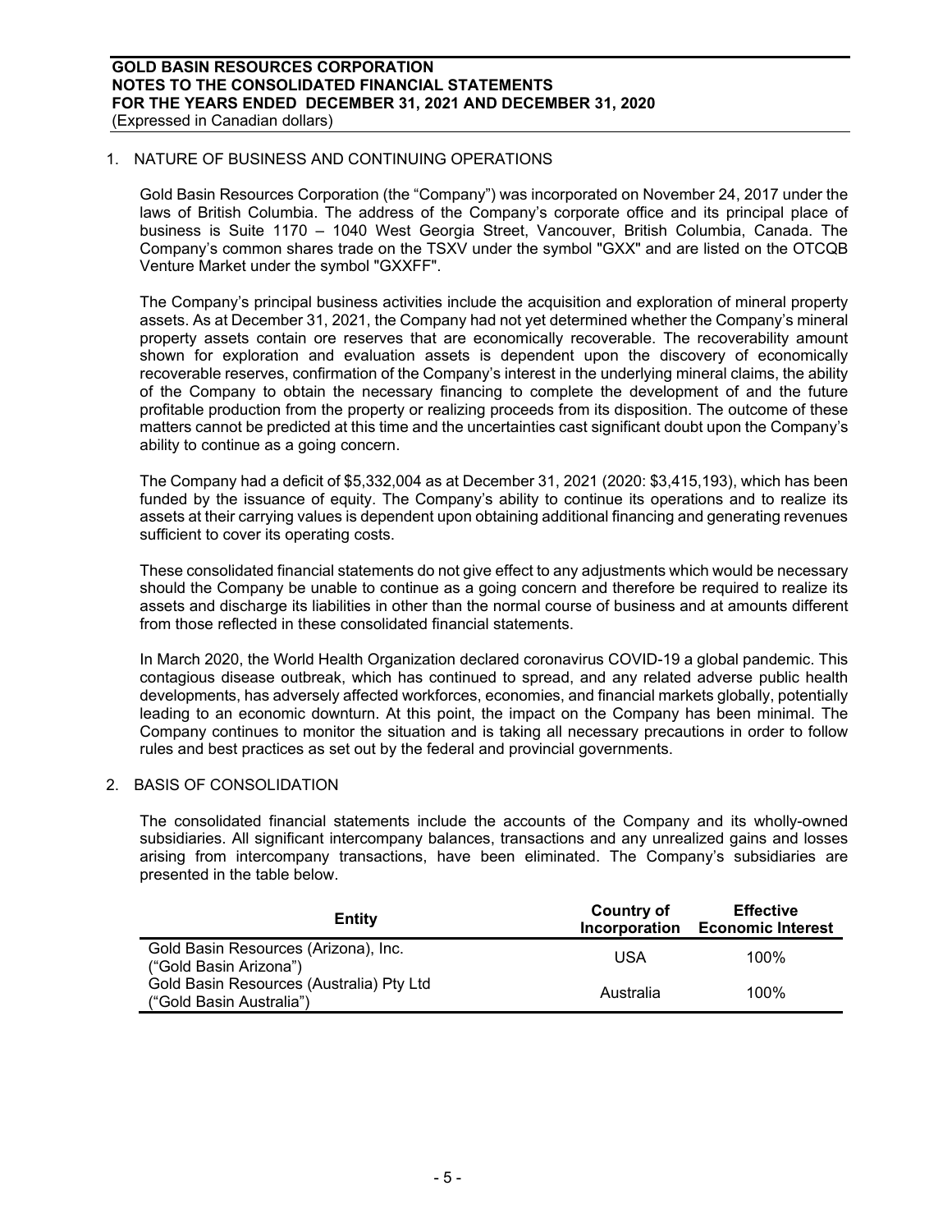## 1. NATURE OF BUSINESS AND CONTINUING OPERATIONS

Gold Basin Resources Corporation (the "Company") was incorporated on November 24, 2017 under the laws of British Columbia. The address of the Company's corporate office and its principal place of business is Suite 1170 – 1040 West Georgia Street, Vancouver, British Columbia, Canada. The Company's common shares trade on the TSXV under the symbol "GXX" and are listed on the OTCQB Venture Market under the symbol "GXXFF".

The Company's principal business activities include the acquisition and exploration of mineral property assets. As at December 31, 2021, the Company had not yet determined whether the Company's mineral property assets contain ore reserves that are economically recoverable. The recoverability amount shown for exploration and evaluation assets is dependent upon the discovery of economically recoverable reserves, confirmation of the Company's interest in the underlying mineral claims, the ability of the Company to obtain the necessary financing to complete the development of and the future profitable production from the property or realizing proceeds from its disposition. The outcome of these matters cannot be predicted at this time and the uncertainties cast significant doubt upon the Company's ability to continue as a going concern.

The Company had a deficit of $5,332,004 as at December 31, 2021 (2020: $3,415,193), which has been funded by the issuance of equity. The Company's ability to continue its operations and to realize its assets at their carrying values is dependent upon obtaining additional financing and generating revenues sufficient to cover its operating costs.

These consolidated financial statements do not give effect to any adjustments which would be necessary should the Company be unable to continue as a going concern and therefore be required to realize its assets and discharge its liabilities in other than the normal course of business and at amounts different from those reflected in these consolidated financial statements.

In March 2020, the World Health Organization declared coronavirus COVID-19 a global pandemic. This contagious disease outbreak, which has continued to spread, and any related adverse public health developments, has adversely affected workforces, economies, and financial markets globally, potentially leading to an economic downturn. At this point, the impact on the Company has been minimal. The Company continues to monitor the situation and is taking all necessary precautions in order to follow rules and best practices as set out by the federal and provincial governments.

## 2. BASIS OF CONSOLIDATION

The consolidated financial statements include the accounts of the Company and its wholly-owned subsidiaries. All significant intercompany balances, transactions and any unrealized gains and losses arising from intercompany transactions, have been eliminated. The Company's subsidiaries are presented in the table below.

| Entity | Country of Incorporation | Effective Economic Interest |
|---|---|---|
| Gold Basin Resources (Arizona), Inc. ("Gold Basin Arizona") | USA | 100% |
| Gold Basin Resources (Australia) Pty Ltd ("Gold Basin Australia") | Australia | 100% |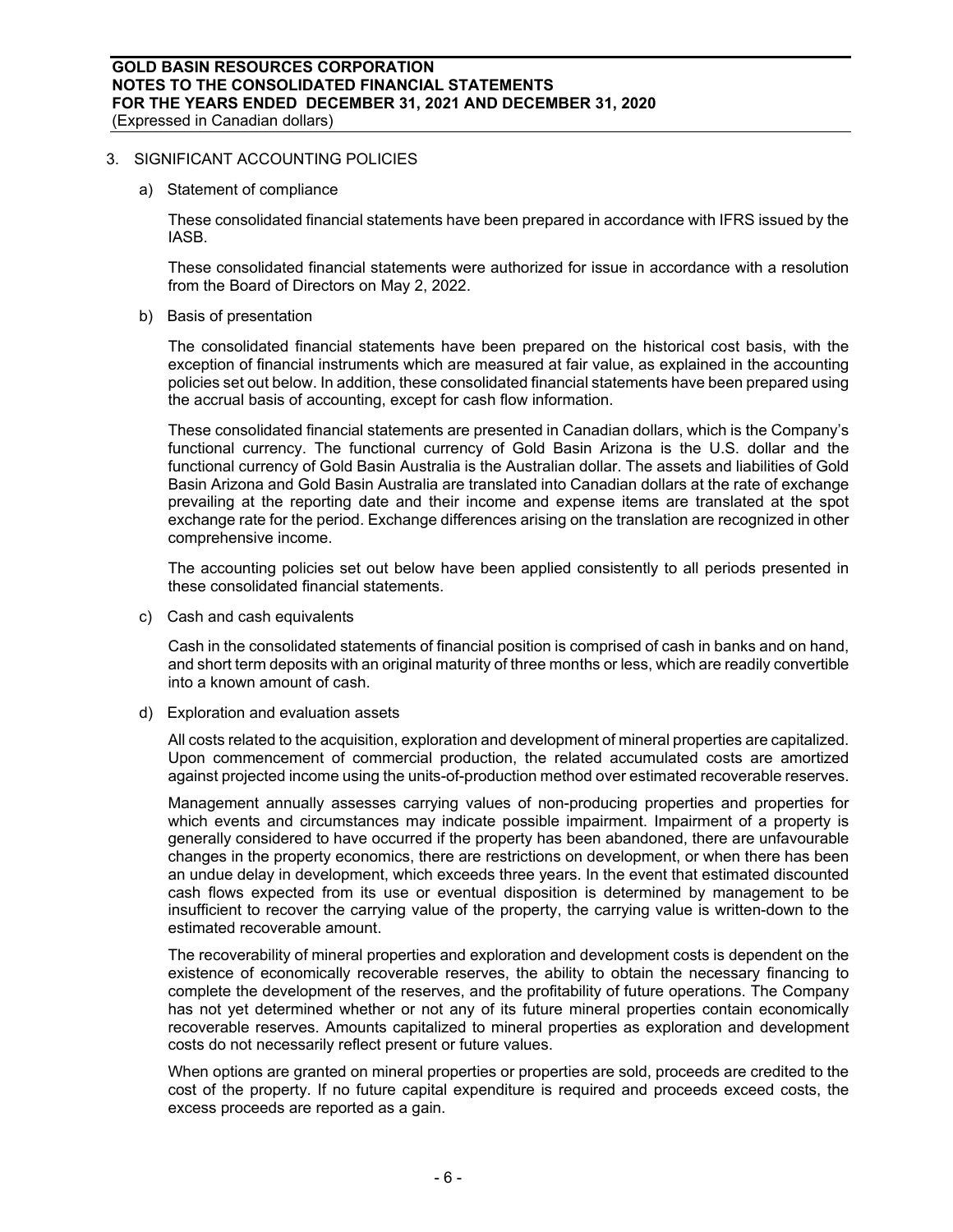## 3. SIGNIFICANT ACCOUNTING POLICIES

### a) Statement of compliance

These consolidated financial statements have been prepared in accordance with IFRS issued by the IASB.

These consolidated financial statements were authorized for issue in accordance with a resolution from the Board of Directors on May 2, 2022.

### b) Basis of presentation

The consolidated financial statements have been prepared on the historical cost basis, with the exception of financial instruments which are measured at fair value, as explained in the accounting policies set out below. In addition, these consolidated financial statements have been prepared using the accrual basis of accounting, except for cash flow information.

These consolidated financial statements are presented in Canadian dollars, which is the Company's functional currency. The functional currency of Gold Basin Arizona is the U.S. dollar and the functional currency of Gold Basin Australia is the Australian dollar. The assets and liabilities of Gold Basin Arizona and Gold Basin Australia are translated into Canadian dollars at the rate of exchange prevailing at the reporting date and their income and expense items are translated at the spot exchange rate for the period. Exchange differences arising on the translation are recognized in other comprehensive income.

The accounting policies set out below have been applied consistently to all periods presented in these consolidated financial statements.

### c) Cash and cash equivalents

Cash in the consolidated statements of financial position is comprised of cash in banks and on hand, and short term deposits with an original maturity of three months or less, which are readily convertible into a known amount of cash.

### d) Exploration and evaluation assets

All costs related to the acquisition, exploration and development of mineral properties are capitalized. Upon commencement of commercial production, the related accumulated costs are amortized against projected income using the units-of-production method over estimated recoverable reserves.

Management annually assesses carrying values of non-producing properties and properties for which events and circumstances may indicate possible impairment. Impairment of a property is generally considered to have occurred if the property has been abandoned, there are unfavourable changes in the property economics, there are restrictions on development, or when there has been an undue delay in development, which exceeds three years. In the event that estimated discounted cash flows expected from its use or eventual disposition is determined by management to be insufficient to recover the carrying value of the property, the carrying value is written-down to the estimated recoverable amount.

The recoverability of mineral properties and exploration and development costs is dependent on the existence of economically recoverable reserves, the ability to obtain the necessary financing to complete the development of the reserves, and the profitability of future operations. The Company has not yet determined whether or not any of its future mineral properties contain economically recoverable reserves. Amounts capitalized to mineral properties as exploration and development costs do not necessarily reflect present or future values.

When options are granted on mineral properties or properties are sold, proceeds are credited to the cost of the property. If no future capital expenditure is required and proceeds exceed costs, the excess proceeds are reported as a gain.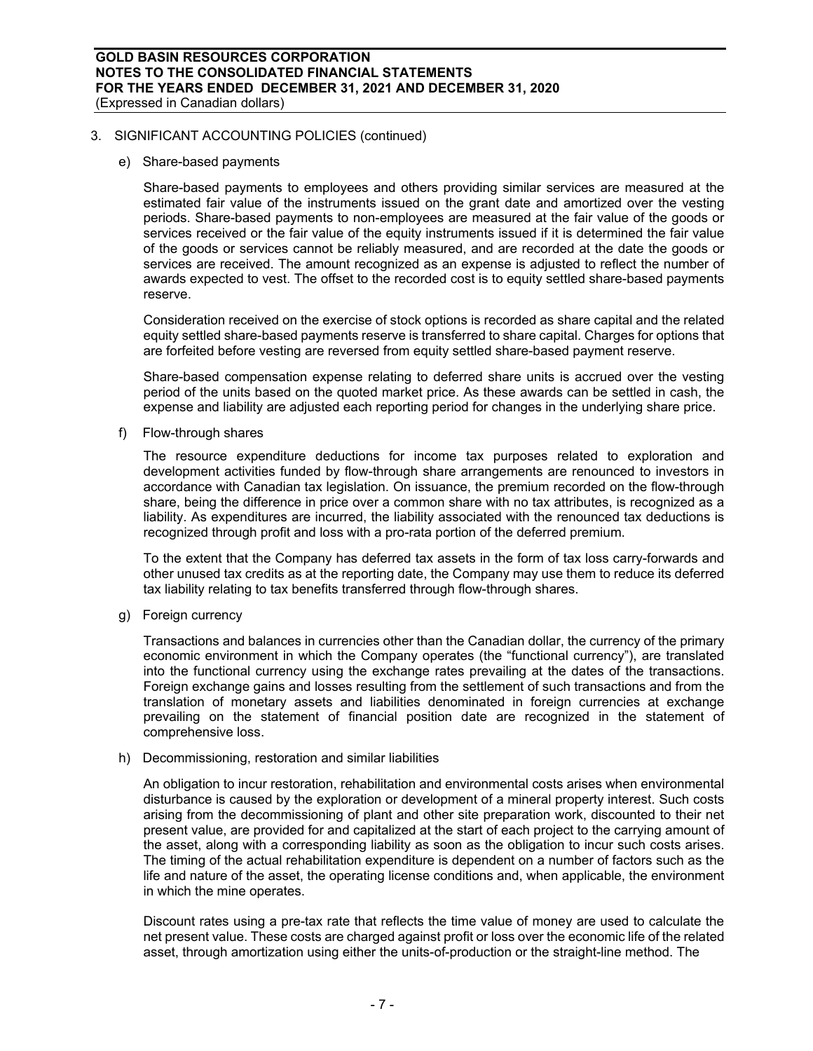## 3. SIGNIFICANT ACCOUNTING POLICIES (continued)

### e) Share-based payments

Share-based payments to employees and others providing similar services are measured at the estimated fair value of the instruments issued on the grant date and amortized over the vesting periods. Share-based payments to non-employees are measured at the fair value of the goods or services received or the fair value of the equity instruments issued if it is determined the fair value of the goods or services cannot be reliably measured, and are recorded at the date the goods or services are received. The amount recognized as an expense is adjusted to reflect the number of awards expected to vest. The offset to the recorded cost is to equity settled share-based payments reserve.

Consideration received on the exercise of stock options is recorded as share capital and the related equity settled share-based payments reserve is transferred to share capital. Charges for options that are forfeited before vesting are reversed from equity settled share-based payment reserve.

Share-based compensation expense relating to deferred share units is accrued over the vesting period of the units based on the quoted market price. As these awards can be settled in cash, the expense and liability are adjusted each reporting period for changes in the underlying share price.

### f) Flow-through shares

The resource expenditure deductions for income tax purposes related to exploration and development activities funded by flow-through share arrangements are renounced to investors in accordance with Canadian tax legislation. On issuance, the premium recorded on the flow-through share, being the difference in price over a common share with no tax attributes, is recognized as a liability. As expenditures are incurred, the liability associated with the renounced tax deductions is recognized through profit and loss with a pro-rata portion of the deferred premium.

To the extent that the Company has deferred tax assets in the form of tax loss carry-forwards and other unused tax credits as at the reporting date, the Company may use them to reduce its deferred tax liability relating to tax benefits transferred through flow-through shares.

### g) Foreign currency

Transactions and balances in currencies other than the Canadian dollar, the currency of the primary economic environment in which the Company operates (the "functional currency"), are translated into the functional currency using the exchange rates prevailing at the dates of the transactions. Foreign exchange gains and losses resulting from the settlement of such transactions and from the translation of monetary assets and liabilities denominated in foreign currencies at exchange prevailing on the statement of financial position date are recognized in the statement of comprehensive loss.

### h) Decommissioning, restoration and similar liabilities

An obligation to incur restoration, rehabilitation and environmental costs arises when environmental disturbance is caused by the exploration or development of a mineral property interest. Such costs arising from the decommissioning of plant and other site preparation work, discounted to their net present value, are provided for and capitalized at the start of each project to the carrying amount of the asset, along with a corresponding liability as soon as the obligation to incur such costs arises. The timing of the actual rehabilitation expenditure is dependent on a number of factors such as the life and nature of the asset, the operating license conditions and, when applicable, the environment in which the mine operates.

Discount rates using a pre-tax rate that reflects the time value of money are used to calculate the net present value. These costs are charged against profit or loss over the economic life of the related asset, through amortization using either the units-of-production or the straight-line method. The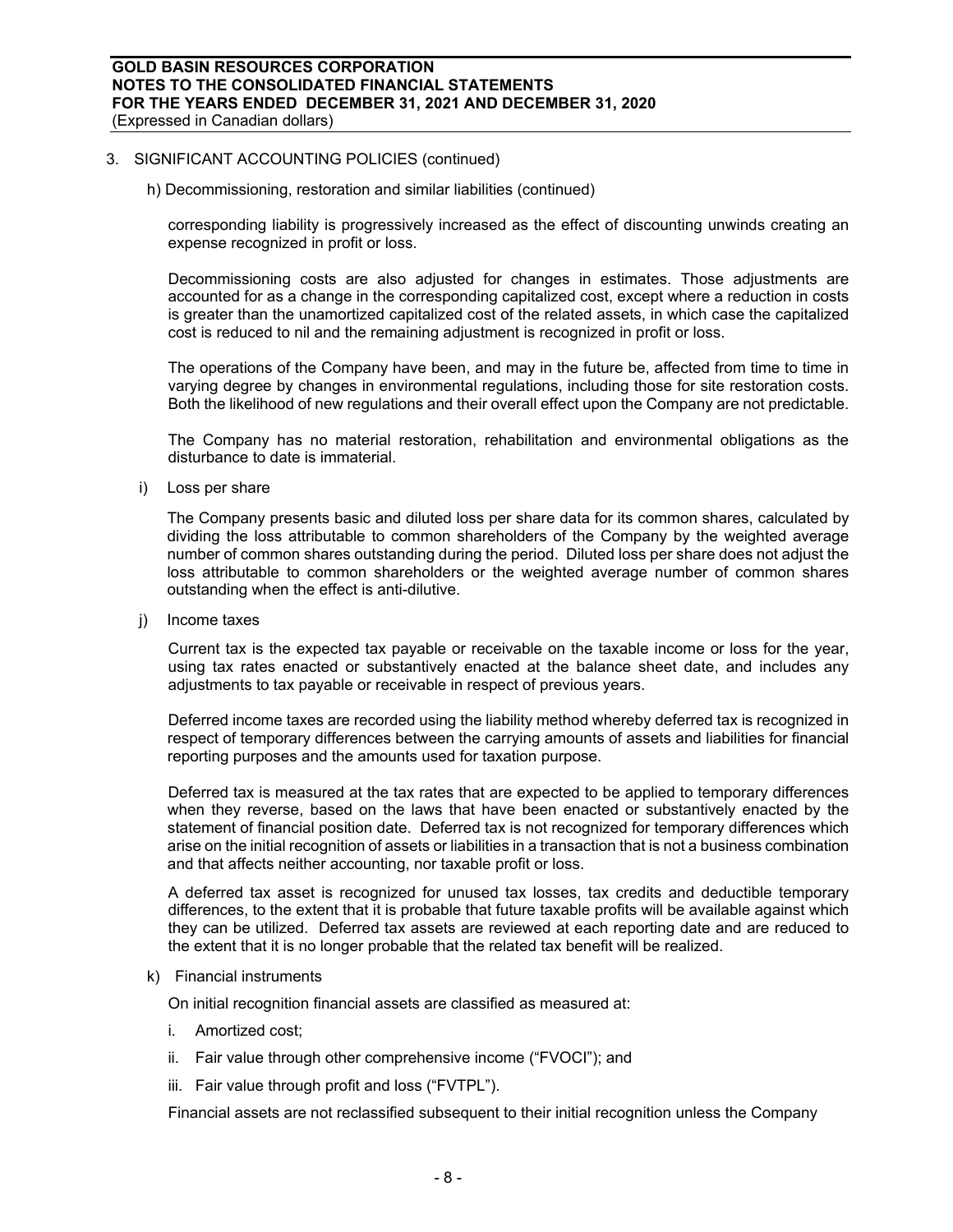3. SIGNIFICANT ACCOUNTING POLICIES (continued)

h) Decommissioning, restoration and similar liabilities (continued)

corresponding liability is progressively increased as the effect of discounting unwinds creating an expense recognized in profit or loss.

Decommissioning costs are also adjusted for changes in estimates. Those adjustments are accounted for as a change in the corresponding capitalized cost, except where a reduction in costs is greater than the unamortized capitalized cost of the related assets, in which case the capitalized cost is reduced to nil and the remaining adjustment is recognized in profit or loss.

The operations of the Company have been, and may in the future be, affected from time to time in varying degree by changes in environmental regulations, including those for site restoration costs. Both the likelihood of new regulations and their overall effect upon the Company are not predictable.

The Company has no material restoration, rehabilitation and environmental obligations as the disturbance to date is immaterial.

i) Loss per share

The Company presents basic and diluted loss per share data for its common shares, calculated by dividing the loss attributable to common shareholders of the Company by the weighted average number of common shares outstanding during the period. Diluted loss per share does not adjust the loss attributable to common shareholders or the weighted average number of common shares outstanding when the effect is anti-dilutive.

j) Income taxes

Current tax is the expected tax payable or receivable on the taxable income or loss for the year, using tax rates enacted or substantively enacted at the balance sheet date, and includes any adjustments to tax payable or receivable in respect of previous years.

Deferred income taxes are recorded using the liability method whereby deferred tax is recognized in respect of temporary differences between the carrying amounts of assets and liabilities for financial reporting purposes and the amounts used for taxation purpose.

Deferred tax is measured at the tax rates that are expected to be applied to temporary differences when they reverse, based on the laws that have been enacted or substantively enacted by the statement of financial position date. Deferred tax is not recognized for temporary differences which arise on the initial recognition of assets or liabilities in a transaction that is not a business combination and that affects neither accounting, nor taxable profit or loss.

A deferred tax asset is recognized for unused tax losses, tax credits and deductible temporary differences, to the extent that it is probable that future taxable profits will be available against which they can be utilized. Deferred tax assets are reviewed at each reporting date and are reduced to the extent that it is no longer probable that the related tax benefit will be realized.

k) Financial instruments

On initial recognition financial assets are classified as measured at:

i. Amortized cost;

ii. Fair value through other comprehensive income ("FVOCI"); and

iii. Fair value through profit and loss ("FVTPL").

Financial assets are not reclassified subsequent to their initial recognition unless the Company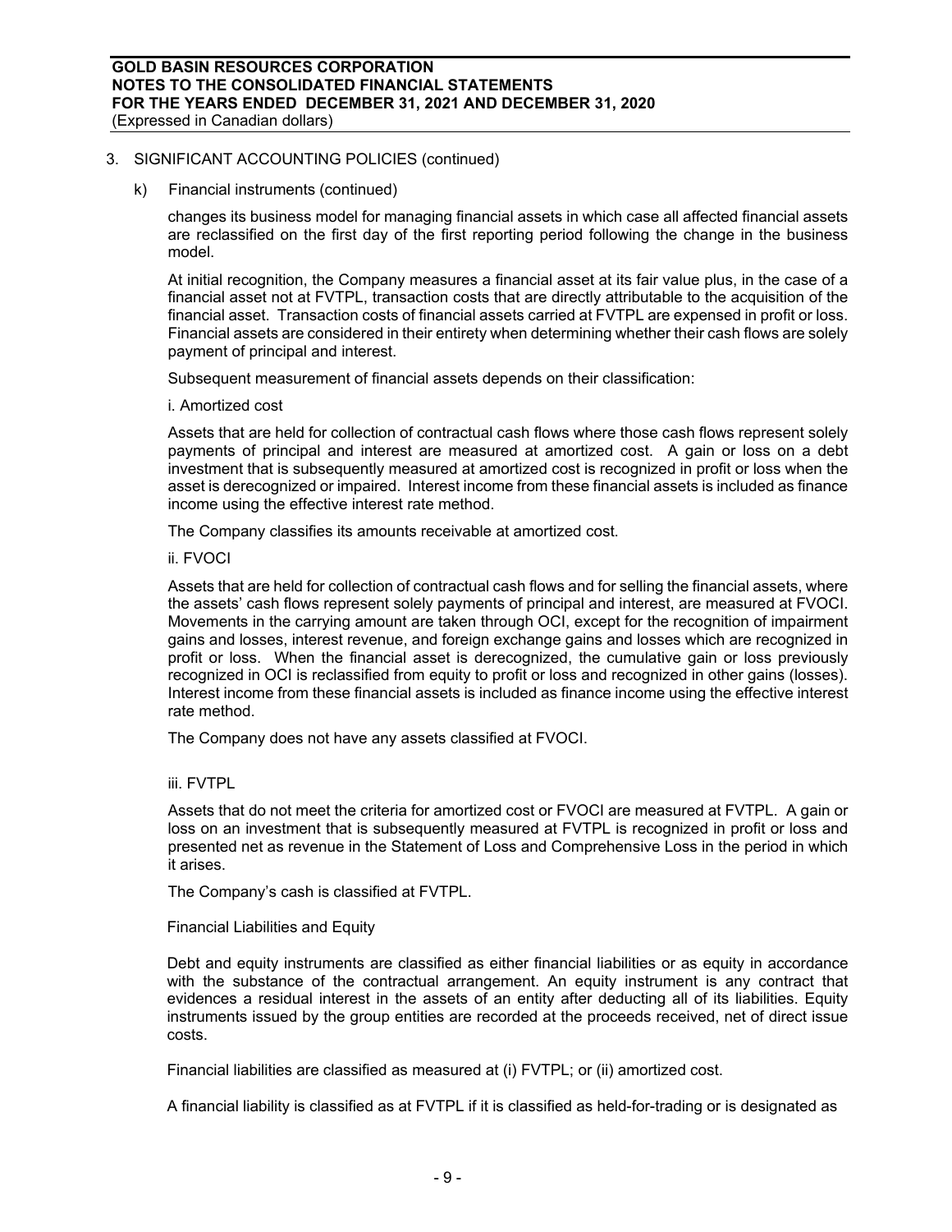3. SIGNIFICANT ACCOUNTING POLICIES (continued)

k) Financial instruments (continued)

changes its business model for managing financial assets in which case all affected financial assets are reclassified on the first day of the first reporting period following the change in the business model.

At initial recognition, the Company measures a financial asset at its fair value plus, in the case of a financial asset not at FVTPL, transaction costs that are directly attributable to the acquisition of the financial asset. Transaction costs of financial assets carried at FVTPL are expensed in profit or loss. Financial assets are considered in their entirety when determining whether their cash flows are solely payment of principal and interest.

Subsequent measurement of financial assets depends on their classification:

i. Amortized cost

Assets that are held for collection of contractual cash flows where those cash flows represent solely payments of principal and interest are measured at amortized cost. A gain or loss on a debt investment that is subsequently measured at amortized cost is recognized in profit or loss when the asset is derecognized or impaired. Interest income from these financial assets is included as finance income using the effective interest rate method.

The Company classifies its amounts receivable at amortized cost.

ii. FVOCI

Assets that are held for collection of contractual cash flows and for selling the financial assets, where the assets' cash flows represent solely payments of principal and interest, are measured at FVOCI. Movements in the carrying amount are taken through OCI, except for the recognition of impairment gains and losses, interest revenue, and foreign exchange gains and losses which are recognized in profit or loss. When the financial asset is derecognized, the cumulative gain or loss previously recognized in OCI is reclassified from equity to profit or loss and recognized in other gains (losses). Interest income from these financial assets is included as finance income using the effective interest rate method.

The Company does not have any assets classified at FVOCI.

iii. FVTPL

Assets that do not meet the criteria for amortized cost or FVOCI are measured at FVTPL. A gain or loss on an investment that is subsequently measured at FVTPL is recognized in profit or loss and presented net as revenue in the Statement of Loss and Comprehensive Loss in the period in which it arises.

The Company's cash is classified at FVTPL.

Financial Liabilities and Equity

Debt and equity instruments are classified as either financial liabilities or as equity in accordance with the substance of the contractual arrangement. An equity instrument is any contract that evidences a residual interest in the assets of an entity after deducting all of its liabilities. Equity instruments issued by the group entities are recorded at the proceeds received, net of direct issue costs.

Financial liabilities are classified as measured at (i) FVTPL; or (ii) amortized cost.

A financial liability is classified as at FVTPL if it is classified as held-for-trading or is designated as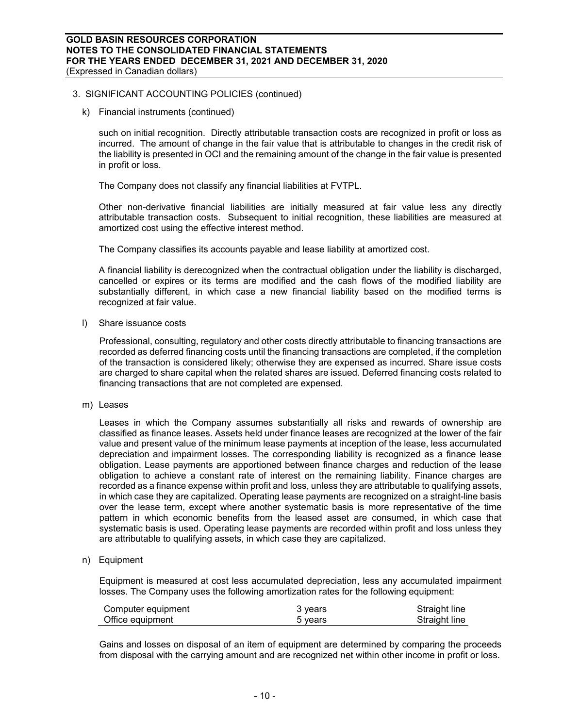3. SIGNIFICANT ACCOUNTING POLICIES (continued)

k) Financial instruments (continued)

such on initial recognition. Directly attributable transaction costs are recognized in profit or loss as incurred. The amount of change in the fair value that is attributable to changes in the credit risk of the liability is presented in OCI and the remaining amount of the change in the fair value is presented in profit or loss.

The Company does not classify any financial liabilities at FVTPL.

Other non-derivative financial liabilities are initially measured at fair value less any directly attributable transaction costs. Subsequent to initial recognition, these liabilities are measured at amortized cost using the effective interest method.

The Company classifies its accounts payable and lease liability at amortized cost.

A financial liability is derecognized when the contractual obligation under the liability is discharged, cancelled or expires or its terms are modified and the cash flows of the modified liability are substantially different, in which case a new financial liability based on the modified terms is recognized at fair value.

l) Share issuance costs

Professional, consulting, regulatory and other costs directly attributable to financing transactions are recorded as deferred financing costs until the financing transactions are completed, if the completion of the transaction is considered likely; otherwise they are expensed as incurred. Share issue costs are charged to share capital when the related shares are issued. Deferred financing costs related to financing transactions that are not completed are expensed.

m) Leases

Leases in which the Company assumes substantially all risks and rewards of ownership are classified as finance leases. Assets held under finance leases are recognized at the lower of the fair value and present value of the minimum lease payments at inception of the lease, less accumulated depreciation and impairment losses. The corresponding liability is recognized as a finance lease obligation. Lease payments are apportioned between finance charges and reduction of the lease obligation to achieve a constant rate of interest on the remaining liability. Finance charges are recorded as a finance expense within profit and loss, unless they are attributable to qualifying assets, in which case they are capitalized. Operating lease payments are recognized on a straight-line basis over the lease term, except where another systematic basis is more representative of the time pattern in which economic benefits from the leased asset are consumed, in which case that systematic basis is used. Operating lease payments are recorded within profit and loss unless they are attributable to qualifying assets, in which case they are capitalized.

n) Equipment

Equipment is measured at cost less accumulated depreciation, less any accumulated impairment losses. The Company uses the following amortization rates for the following equipment:

| | | |
|---|---|---|
| Computer equipment | 3 years | Straight line |
| Office equipment | 5 years | Straight line |

Gains and losses on disposal of an item of equipment are determined by comparing the proceeds from disposal with the carrying amount and are recognized net within other income in profit or loss.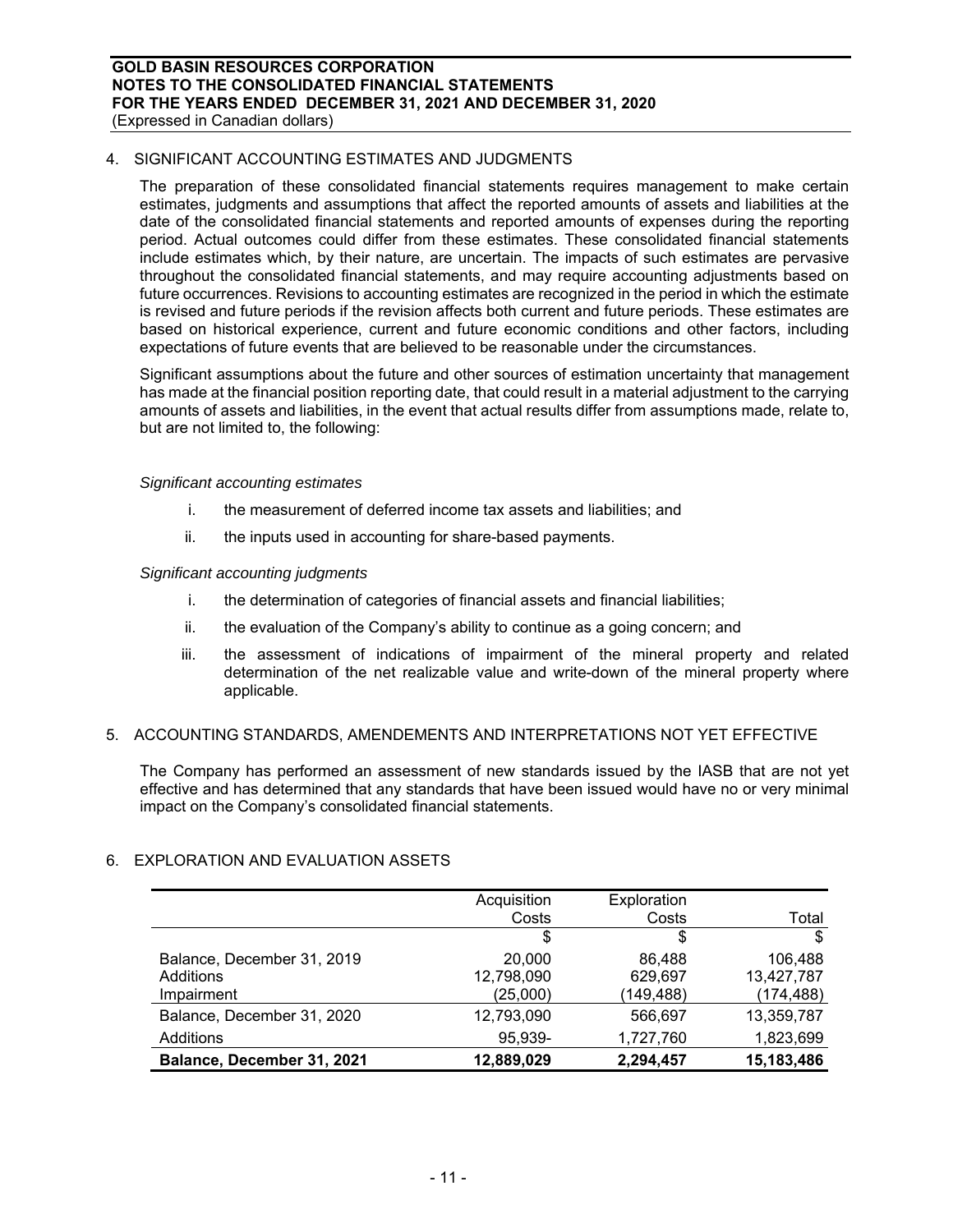## 4. SIGNIFICANT ACCOUNTING ESTIMATES AND JUDGMENTS

The preparation of these consolidated financial statements requires management to make certain estimates, judgments and assumptions that affect the reported amounts of assets and liabilities at the date of the consolidated financial statements and reported amounts of expenses during the reporting period. Actual outcomes could differ from these estimates. These consolidated financial statements include estimates which, by their nature, are uncertain. The impacts of such estimates are pervasive throughout the consolidated financial statements, and may require accounting adjustments based on future occurrences. Revisions to accounting estimates are recognized in the period in which the estimate is revised and future periods if the revision affects both current and future periods. These estimates are based on historical experience, current and future economic conditions and other factors, including expectations of future events that are believed to be reasonable under the circumstances.

Significant assumptions about the future and other sources of estimation uncertainty that management has made at the financial position reporting date, that could result in a material adjustment to the carrying amounts of assets and liabilities, in the event that actual results differ from assumptions made, relate to, but are not limited to, the following:

*Significant accounting estimates*

i. the measurement of deferred income tax assets and liabilities; and

ii. the inputs used in accounting for share-based payments.

*Significant accounting judgments*

i. the determination of categories of financial assets and financial liabilities;

ii. the evaluation of the Company's ability to continue as a going concern; and

iii. the assessment of indications of impairment of the mineral property and related determination of the net realizable value and write-down of the mineral property where applicable.

## 5. ACCOUNTING STANDARDS, AMENDEMENTS AND INTERPRETATIONS NOT YET EFFECTIVE

The Company has performed an assessment of new standards issued by the IASB that are not yet effective and has determined that any standards that have been issued would have no or very minimal impact on the Company's consolidated financial statements.

## 6. EXPLORATION AND EVALUATION ASSETS

| | Acquisition Costs | Exploration Costs | Total |
|---|---|---|---|
| | $ | $ | $ |
| Balance, December 31, 2019 | 20,000 | 86,488 | 106,488 |
| Additions | 12,798,090 | 629,697 | 13,427,787 |
| Impairment | (25,000) | (149,488) | (174,488) |
| Balance, December 31, 2020 | 12,793,090 | 566,697 | 13,359,787 |
| Additions | 95,939- | 1,727,760 | 1,823,699 |
| **Balance, December 31, 2021** | **12,889,029** | **2,294,457** | **15,183,486** |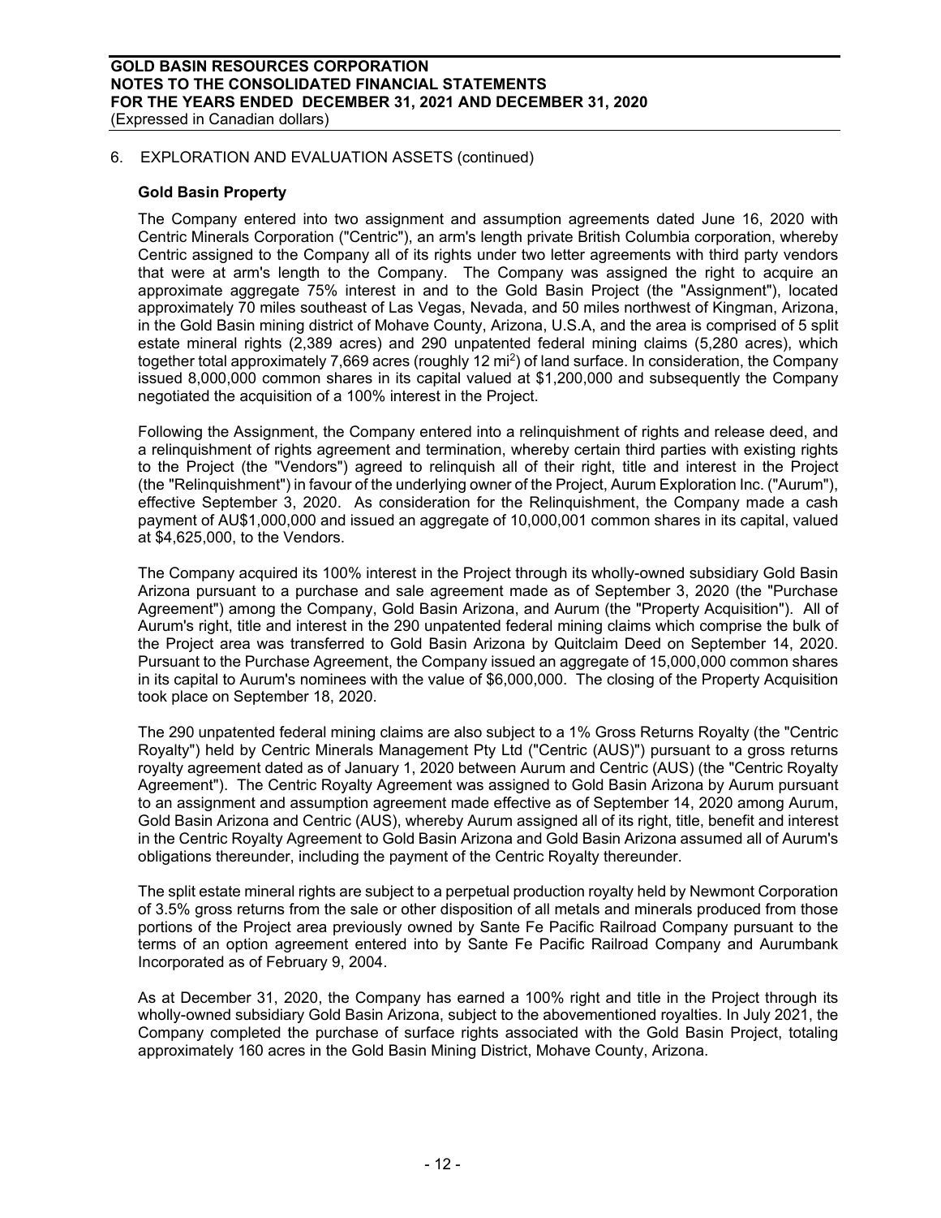## 6. EXPLORATION AND EVALUATION ASSETS (continued)

### Gold Basin Property

The Company entered into two assignment and assumption agreements dated June 16, 2020 with Centric Minerals Corporation ("Centric"), an arm's length private British Columbia corporation, whereby Centric assigned to the Company all of its rights under two letter agreements with third party vendors that were at arm's length to the Company. The Company was assigned the right to acquire an approximate aggregate 75% interest in and to the Gold Basin Project (the "Assignment"), located approximately 70 miles southeast of Las Vegas, Nevada, and 50 miles northwest of Kingman, Arizona, in the Gold Basin mining district of Mohave County, Arizona, U.S.A, and the area is comprised of 5 split estate mineral rights (2,389 acres) and 290 unpatented federal mining claims (5,280 acres), which together total approximately 7,669 acres (roughly 12 $mi^2$) of land surface. In consideration, the Company issued 8,000,000 common shares in its capital valued at $1,200,000 and subsequently the Company negotiated the acquisition of a 100% interest in the Project.

Following the Assignment, the Company entered into a relinquishment of rights and release deed, and a relinquishment of rights agreement and termination, whereby certain third parties with existing rights to the Project (the "Vendors") agreed to relinquish all of their right, title and interest in the Project (the "Relinquishment") in favour of the underlying owner of the Project, Aurum Exploration Inc. ("Aurum"), effective September 3, 2020. As consideration for the Relinquishment, the Company made a cash payment of AU$1,000,000 and issued an aggregate of 10,000,001 common shares in its capital, valued at $4,625,000, to the Vendors.

The Company acquired its 100% interest in the Project through its wholly-owned subsidiary Gold Basin Arizona pursuant to a purchase and sale agreement made as of September 3, 2020 (the "Purchase Agreement") among the Company, Gold Basin Arizona, and Aurum (the "Property Acquisition"). All of Aurum's right, title and interest in the 290 unpatented federal mining claims which comprise the bulk of the Project area was transferred to Gold Basin Arizona by Quitclaim Deed on September 14, 2020. Pursuant to the Purchase Agreement, the Company issued an aggregate of 15,000,000 common shares in its capital to Aurum's nominees with the value of $6,000,000. The closing of the Property Acquisition took place on September 18, 2020.

The 290 unpatented federal mining claims are also subject to a 1% Gross Returns Royalty (the "Centric Royalty") held by Centric Minerals Management Pty Ltd ("Centric (AUS)") pursuant to a gross returns royalty agreement dated as of January 1, 2020 between Aurum and Centric (AUS) (the "Centric Royalty Agreement"). The Centric Royalty Agreement was assigned to Gold Basin Arizona by Aurum pursuant to an assignment and assumption agreement made effective as of September 14, 2020 among Aurum, Gold Basin Arizona and Centric (AUS), whereby Aurum assigned all of its right, title, benefit and interest in the Centric Royalty Agreement to Gold Basin Arizona and Gold Basin Arizona assumed all of Aurum's obligations thereunder, including the payment of the Centric Royalty thereunder.

The split estate mineral rights are subject to a perpetual production royalty held by Newmont Corporation of 3.5% gross returns from the sale or other disposition of all metals and minerals produced from those portions of the Project area previously owned by Sante Fe Pacific Railroad Company pursuant to the terms of an option agreement entered into by Sante Fe Pacific Railroad Company and Aurumbank Incorporated as of February 9, 2004.

As at December 31, 2020, the Company has earned a 100% right and title in the Project through its wholly-owned subsidiary Gold Basin Arizona, subject to the abovementioned royalties. In July 2021, the Company completed the purchase of surface rights associated with the Gold Basin Project, totaling approximately 160 acres in the Gold Basin Mining District, Mohave County, Arizona.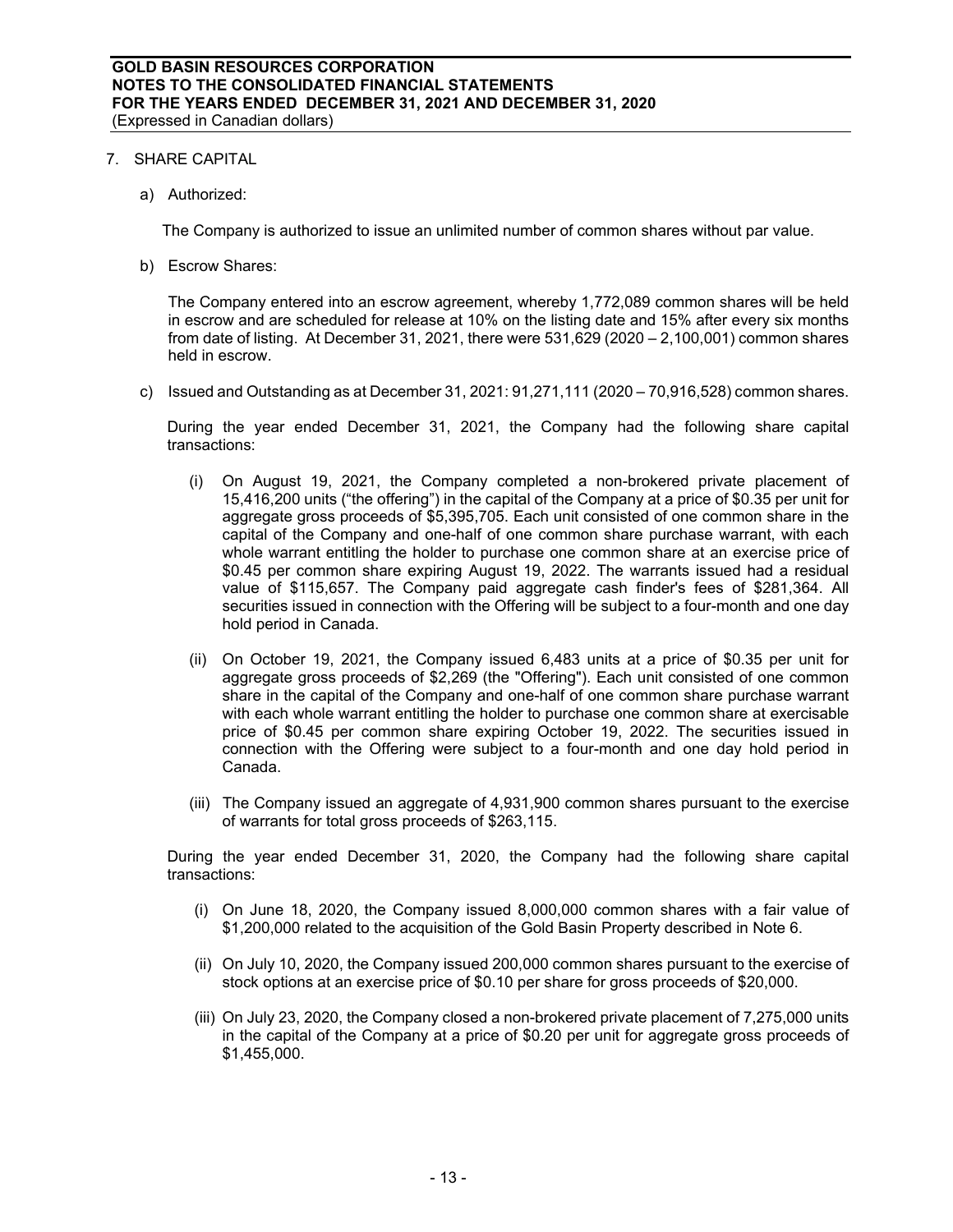## 7. SHARE CAPITAL

a) Authorized:

The Company is authorized to issue an unlimited number of common shares without par value.

b) Escrow Shares:

The Company entered into an escrow agreement, whereby 1,772,089 common shares will be held in escrow and are scheduled for release at 10% on the listing date and 15% after every six months from date of listing. At December 31, 2021, there were 531,629 (2020 – 2,100,001) common shares held in escrow.

c) Issued and Outstanding as at December 31, 2021: 91,271,111 (2020 – 70,916,528) common shares.

During the year ended December 31, 2021, the Company had the following share capital transactions:

(i) On August 19, 2021, the Company completed a non-brokered private placement of 15,416,200 units ("the offering") in the capital of the Company at a price of $0.35 per unit for aggregate gross proceeds of $5,395,705. Each unit consisted of one common share in the capital of the Company and one-half of one common share purchase warrant, with each whole warrant entitling the holder to purchase one common share at an exercise price of $0.45 per common share expiring August 19, 2022. The warrants issued had a residual value of $115,657. The Company paid aggregate cash finder's fees of $281,364. All securities issued in connection with the Offering will be subject to a four-month and one day hold period in Canada.

(ii) On October 19, 2021, the Company issued 6,483 units at a price of $0.35 per unit for aggregate gross proceeds of $2,269 (the "Offering"). Each unit consisted of one common share in the capital of the Company and one-half of one common share purchase warrant with each whole warrant entitling the holder to purchase one common share at exercisable price of $0.45 per common share expiring October 19, 2022. The securities issued in connection with the Offering were subject to a four-month and one day hold period in Canada.

(iii) The Company issued an aggregate of 4,931,900 common shares pursuant to the exercise of warrants for total gross proceeds of $263,115.

During the year ended December 31, 2020, the Company had the following share capital transactions:

(i) On June 18, 2020, the Company issued 8,000,000 common shares with a fair value of $1,200,000 related to the acquisition of the Gold Basin Property described in Note 6.

(ii) On July 10, 2020, the Company issued 200,000 common shares pursuant to the exercise of stock options at an exercise price of $0.10 per share for gross proceeds of $20,000.

(iii) On July 23, 2020, the Company closed a non-brokered private placement of 7,275,000 units in the capital of the Company at a price of $0.20 per unit for aggregate gross proceeds of $1,455,000.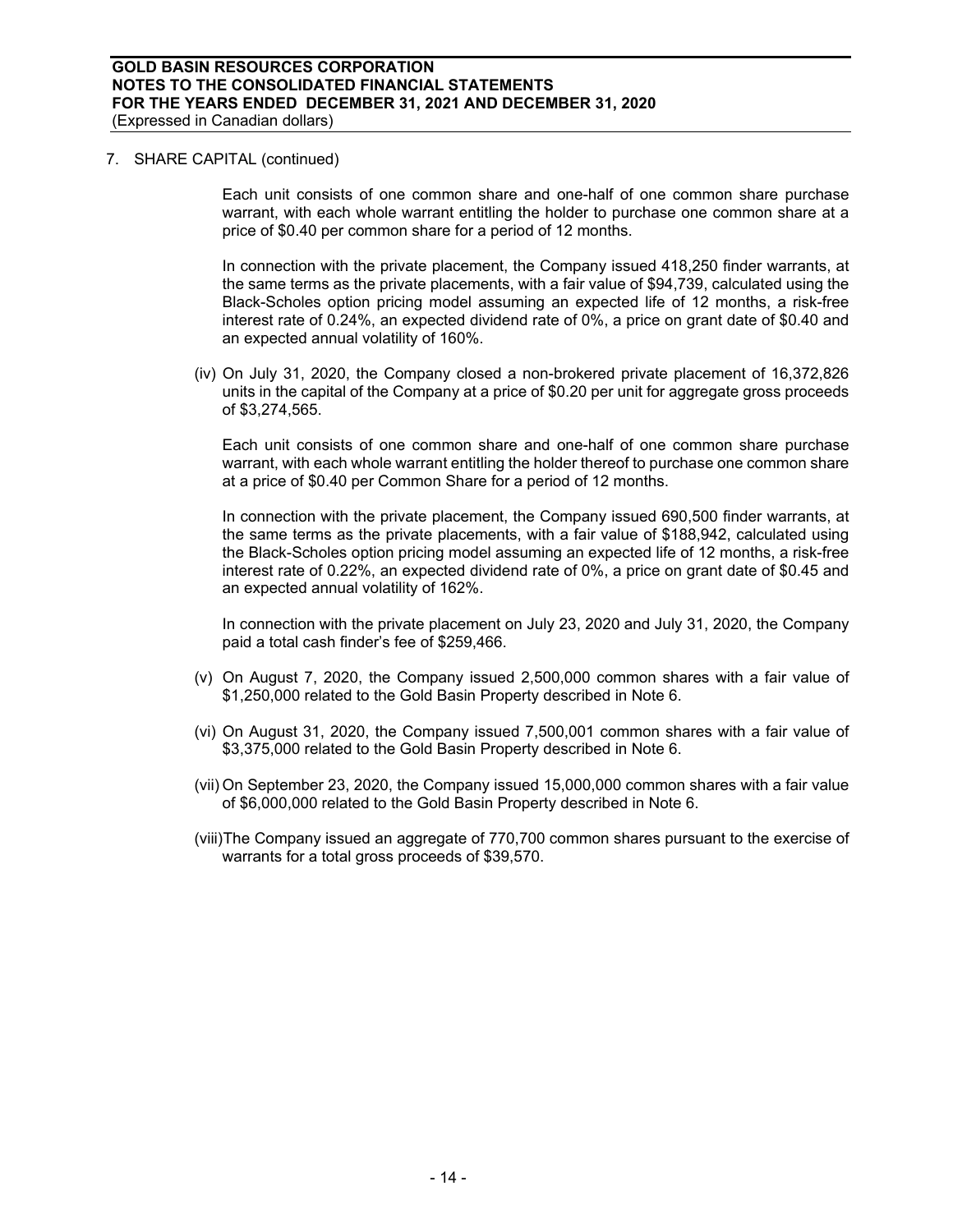7. SHARE CAPITAL (continued)

Each unit consists of one common share and one-half of one common share purchase warrant, with each whole warrant entitling the holder to purchase one common share at a price of $0.40 per common share for a period of 12 months.

In connection with the private placement, the Company issued 418,250 finder warrants, at the same terms as the private placements, with a fair value of $94,739, calculated using the Black-Scholes option pricing model assuming an expected life of 12 months, a risk-free interest rate of 0.24%, an expected dividend rate of 0%, a price on grant date of $0.40 and an expected annual volatility of 160%.

(iv) On July 31, 2020, the Company closed a non-brokered private placement of 16,372,826 units in the capital of the Company at a price of $0.20 per unit for aggregate gross proceeds of $3,274,565.

Each unit consists of one common share and one-half of one common share purchase warrant, with each whole warrant entitling the holder thereof to purchase one common share at a price of $0.40 per Common Share for a period of 12 months.

In connection with the private placement, the Company issued 690,500 finder warrants, at the same terms as the private placements, with a fair value of $188,942, calculated using the Black-Scholes option pricing model assuming an expected life of 12 months, a risk-free interest rate of 0.22%, an expected dividend rate of 0%, a price on grant date of $0.45 and an expected annual volatility of 162%.

In connection with the private placement on July 23, 2020 and July 31, 2020, the Company paid a total cash finder's fee of $259,466.

(v) On August 7, 2020, the Company issued 2,500,000 common shares with a fair value of $1,250,000 related to the Gold Basin Property described in Note 6.

(vi) On August 31, 2020, the Company issued 7,500,001 common shares with a fair value of $3,375,000 related to the Gold Basin Property described in Note 6.

(vii) On September 23, 2020, the Company issued 15,000,000 common shares with a fair value of $6,000,000 related to the Gold Basin Property described in Note 6.

(viii) The Company issued an aggregate of 770,700 common shares pursuant to the exercise of warrants for a total gross proceeds of $39,570.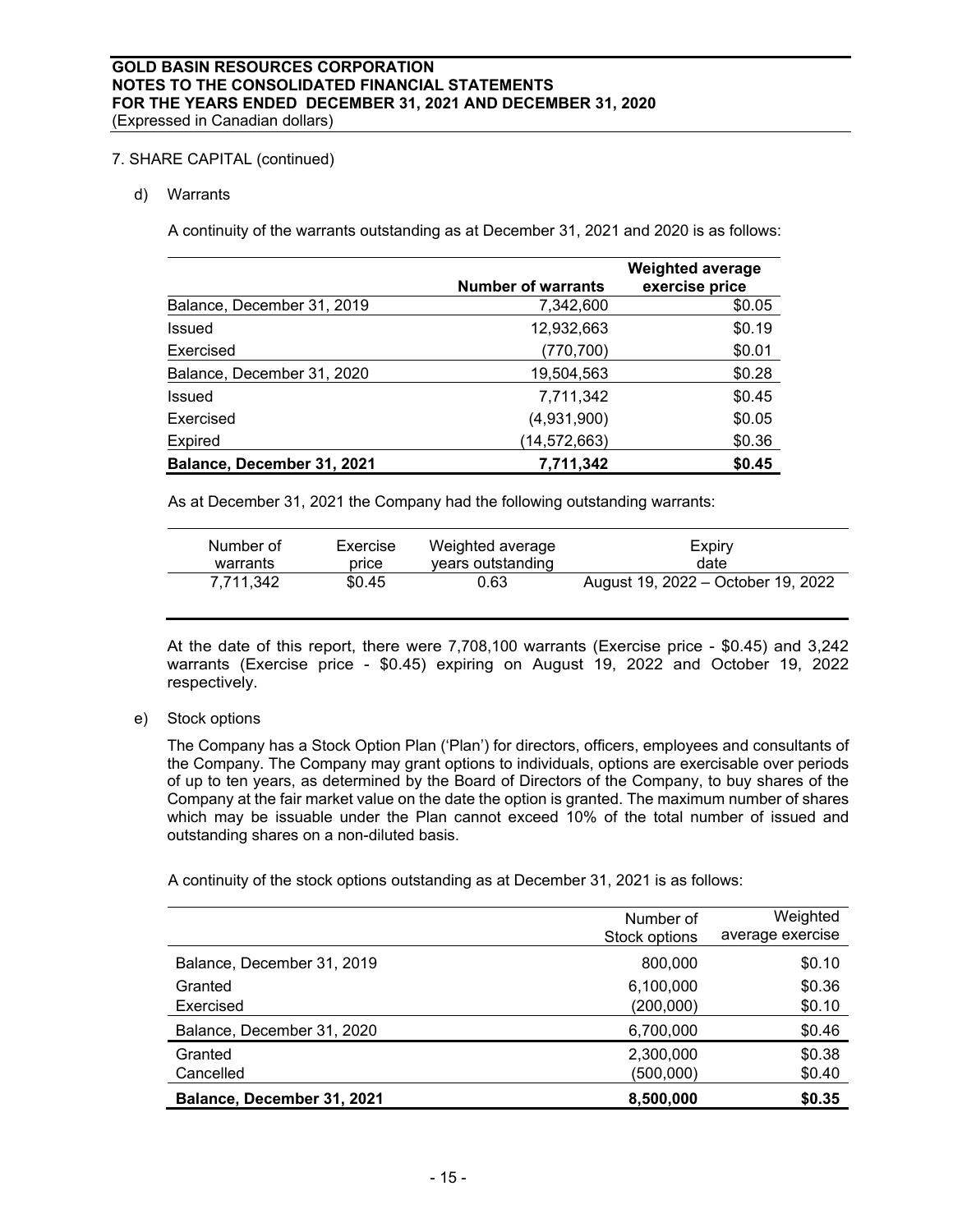7. SHARE CAPITAL (continued)

d) Warrants

A continuity of the warrants outstanding as at December 31, 2021 and 2020 is as follows:

| | Number of warrants | Weighted average exercise price |
|---|---|---|
| Balance, December 31, 2019 | 7,342,600 | $0.05 |
| Issued | 12,932,663 | $0.19 |
| Exercised | (770,700) | $0.01 |
| Balance, December 31, 2020 | 19,504,563 | $0.28 |
| Issued | 7,711,342 | $0.45 |
| Exercised | (4,931,900) | $0.05 |
| Expired | (14,572,663) | $0.36 |
| **Balance, December 31, 2021** | **7,711,342** | **$0.45** |

As at December 31, 2021 the Company had the following outstanding warrants:

| Number of warrants | Exercise price | Weighted average years outstanding | Expiry date |
|---|---|---|---|
| 7,711,342 | $0.45 | 0.63 | August 19, 2022 – October 19, 2022 |

At the date of this report, there were 7,708,100 warrants (Exercise price - $0.45) and 3,242 warrants (Exercise price - $0.45) expiring on August 19, 2022 and October 19, 2022 respectively.

e) Stock options

The Company has a Stock Option Plan ('Plan') for directors, officers, employees and consultants of the Company. The Company may grant options to individuals, options are exercisable over periods of up to ten years, as determined by the Board of Directors of the Company, to buy shares of the Company at the fair market value on the date the option is granted. The maximum number of shares which may be issuable under the Plan cannot exceed 10% of the total number of issued and outstanding shares on a non-diluted basis.

A continuity of the stock options outstanding as at December 31, 2021 is as follows:

| | Number of Stock options | Weighted average exercise |
|---|---|---|
| Balance, December 31, 2019 | 800,000 | $0.10 |
| Granted | 6,100,000 | $0.36 |
| Exercised | (200,000) | $0.10 |
| Balance, December 31, 2020 | 6,700,000 | $0.46 |
| Granted | 2,300,000 | $0.38 |
| Cancelled | (500,000) | $0.40 |
| **Balance, December 31, 2021** | **8,500,000** | **$0.35** |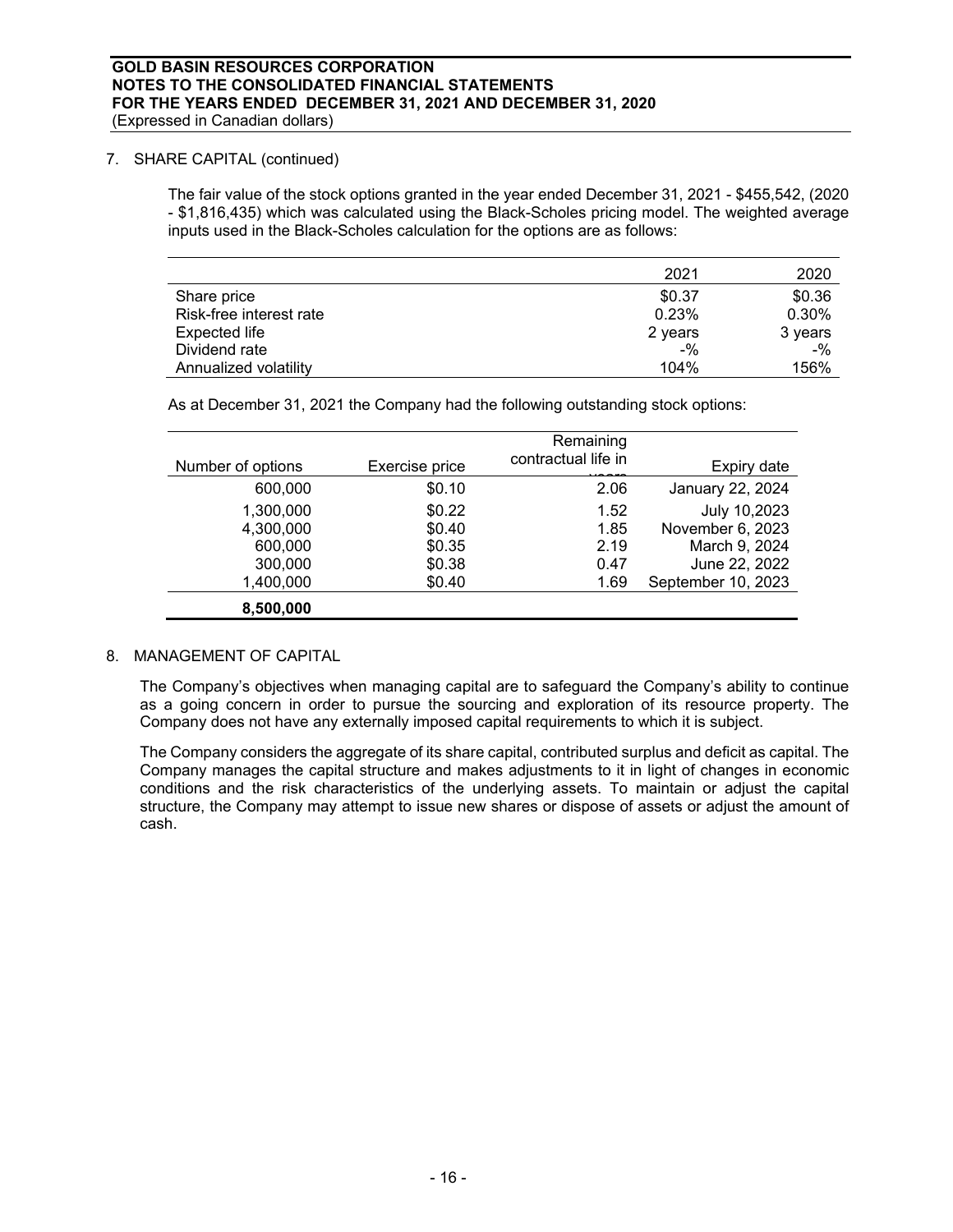## 7. SHARE CAPITAL (continued)

The fair value of the stock options granted in the year ended December 31, 2021 - $455,542, (2020 - $1,816,435) which was calculated using the Black-Scholes pricing model. The weighted average inputs used in the Black-Scholes calculation for the options are as follows:

| | 2021 | 2020 |
|---|---|---|
| Share price | $0.37 | $0.36 |
| Risk-free interest rate | 0.23% | 0.30% |
| Expected life | 2 years | 3 years |
| Dividend rate | -% | -% |
| Annualized volatility | 104% | 156% |

As at December 31, 2021 the Company had the following outstanding stock options:

| Number of options | Exercise price | Remaining contractual life in years | Expiry date |
|---|---|---|---|
| 600,000 | $0.10 | 2.06 | January 22, 2024 |
| 1,300,000 | $0.22 | 1.52 | July 10,2023 |
| 4,300,000 | $0.40 | 1.85 | November 6, 2023 |
| 600,000 | $0.35 | 2.19 | March 9, 2024 |
| 300,000 | $0.38 | 0.47 | June 22, 2022 |
| 1,400,000 | $0.40 | 1.69 | September 10, 2023 |
| **8,500,000** | | | |

## 8. MANAGEMENT OF CAPITAL

The Company's objectives when managing capital are to safeguard the Company's ability to continue as a going concern in order to pursue the sourcing and exploration of its resource property. The Company does not have any externally imposed capital requirements to which it is subject.

The Company considers the aggregate of its share capital, contributed surplus and deficit as capital. The Company manages the capital structure and makes adjustments to it in light of changes in economic conditions and the risk characteristics of the underlying assets. To maintain or adjust the capital structure, the Company may attempt to issue new shares or dispose of assets or adjust the amount of cash.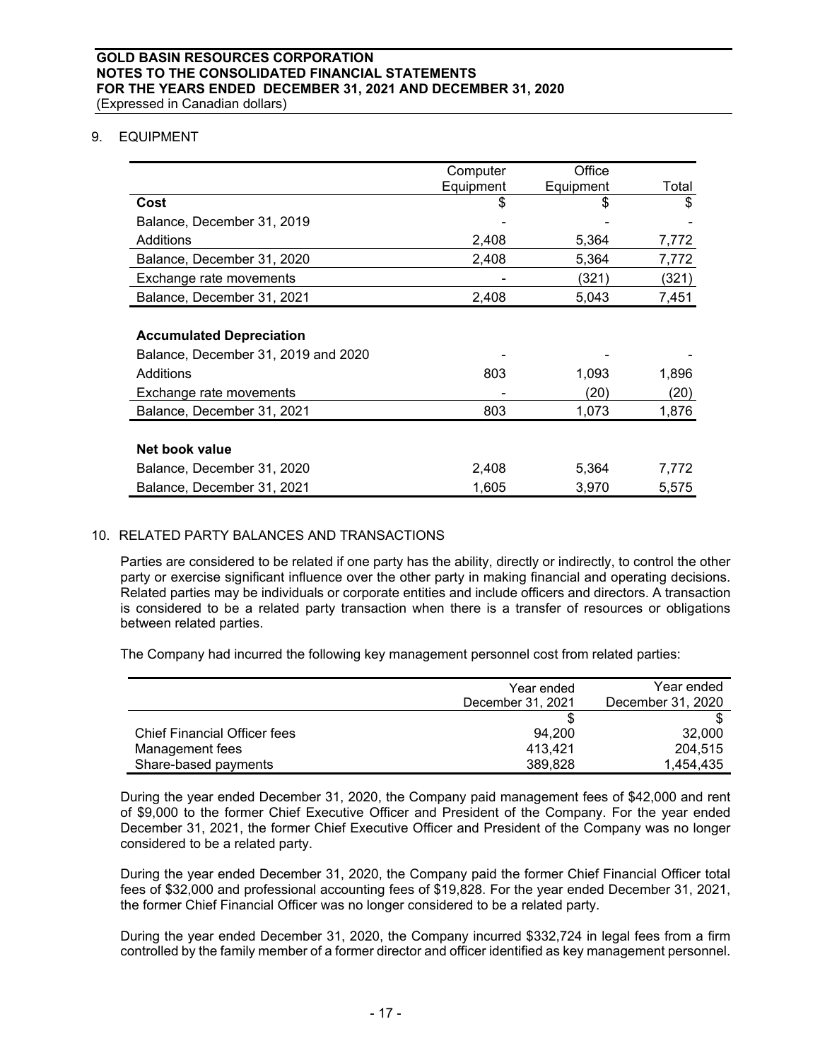## 9. EQUIPMENT

| | Computer Equipment | Office Equipment | Total |
|---|---|---|---|
| **Cost** | $ | $ | $ |
| Balance, December 31, 2019 | - | - | - |
| Additions | 2,408 | 5,364 | 7,772 |
| Balance, December 31, 2020 | 2,408 | 5,364 | 7,772 |
| Exchange rate movements | - | (321) | (321) |
| Balance, December 31, 2021 | 2,408 | 5,043 | 7,451 |
| | | | |
| **Accumulated Depreciation** | | | |
| Balance, December 31, 2019 and 2020 | - | - | - |
| Additions | 803 | 1,093 | 1,896 |
| Exchange rate movements | - | (20) | (20) |
| Balance, December 31, 2021 | 803 | 1,073 | 1,876 |
| | | | |
| **Net book value** | | | |
| Balance, December 31, 2020 | 2,408 | 5,364 | 7,772 |
| Balance, December 31, 2021 | 1,605 | 3,970 | 5,575 |

## 10. RELATED PARTY BALANCES AND TRANSACTIONS

Parties are considered to be related if one party has the ability, directly or indirectly, to control the other party or exercise significant influence over the other party in making financial and operating decisions. Related parties may be individuals or corporate entities and include officers and directors. A transaction is considered to be a related party transaction when there is a transfer of resources or obligations between related parties.

The Company had incurred the following key management personnel cost from related parties:

| | Year ended December 31, 2021 | Year ended December 31, 2020 |
|---|---|---|
| | $ | $ |
| Chief Financial Officer fees | 94,200 | 32,000 |
| Management fees | 413,421 | 204,515 |
| Share-based payments | 389,828 | 1,454,435 |

During the year ended December 31, 2020, the Company paid management fees of $42,000 and rent of $9,000 to the former Chief Executive Officer and President of the Company. For the year ended December 31, 2021, the former Chief Executive Officer and President of the Company was no longer considered to be a related party.

During the year ended December 31, 2020, the Company paid the former Chief Financial Officer total fees of $32,000 and professional accounting fees of $19,828. For the year ended December 31, 2021, the former Chief Financial Officer was no longer considered to be a related party.

During the year ended December 31, 2020, the Company incurred $332,724 in legal fees from a firm controlled by the family member of a former director and officer identified as key management personnel.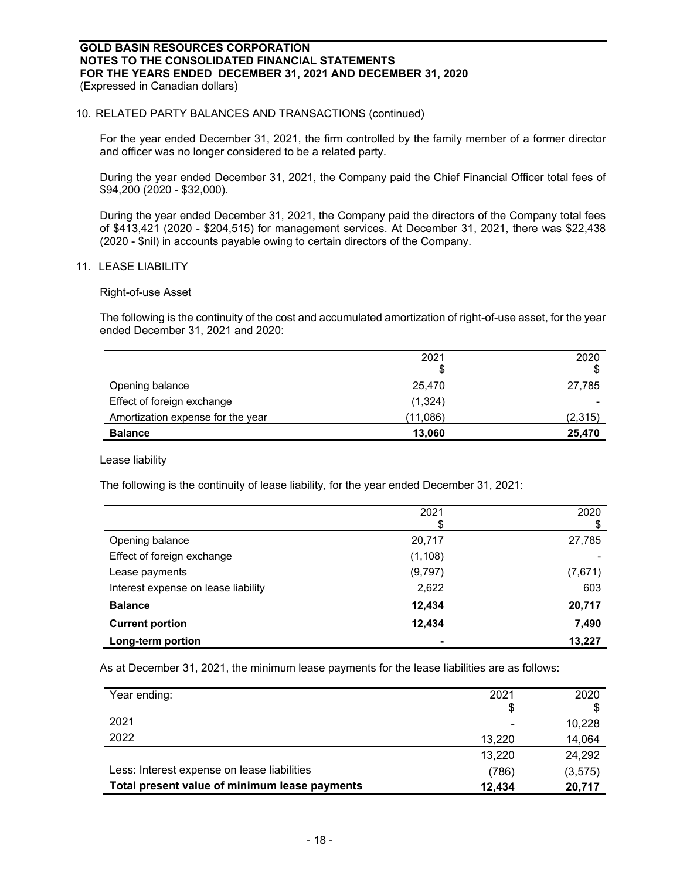10. RELATED PARTY BALANCES AND TRANSACTIONS (continued)

For the year ended December 31, 2021, the firm controlled by the family member of a former director and officer was no longer considered to be a related party.

During the year ended December 31, 2021, the Company paid the Chief Financial Officer total fees of $94,200 (2020 - $32,000).

During the year ended December 31, 2021, the Company paid the directors of the Company total fees of $413,421 (2020 - $204,515) for management services. At December 31, 2021, there was $22,438 (2020 - $nil) in accounts payable owing to certain directors of the Company.

11. LEASE LIABILITY

Right-of-use Asset

The following is the continuity of the cost and accumulated amortization of right-of-use asset, for the year ended December 31, 2021 and 2020:

| | 2021<br>$ | 2020<br>$ |
|---|---|---|
| Opening balance | 25,470 | 27,785 |
| Effect of foreign exchange | (1,324) | - |
| Amortization expense for the year | (11,086) | (2,315) |
| **Balance** | **13,060** | **25,470** |

Lease liability

The following is the continuity of lease liability, for the year ended December 31, 2021:

| | 2021<br>$ | 2020<br>$ |
|---|---|---|
| Opening balance | 20,717 | 27,785 |
| Effect of foreign exchange | (1,108) | - |
| Lease payments | (9,797) | (7,671) |
| Interest expense on lease liability | 2,622 | 603 |
| **Balance** | **12,434** | **20,717** |
| **Current portion** | **12,434** | **7,490** |
| **Long-term portion** | **-** | **13,227** |

As at December 31, 2021, the minimum lease payments for the lease liabilities are as follows:

| Year ending: | 2021<br>$ | 2020<br>$ |
|---|---|---|
| 2021 | - | 10,228 |
| 2022 | 13,220 | 14,064 |
| | 13,220 | 24,292 |
| Less: Interest expense on lease liabilities | (786) | (3,575) |
| **Total present value of minimum lease payments** | **12,434** | **20,717** |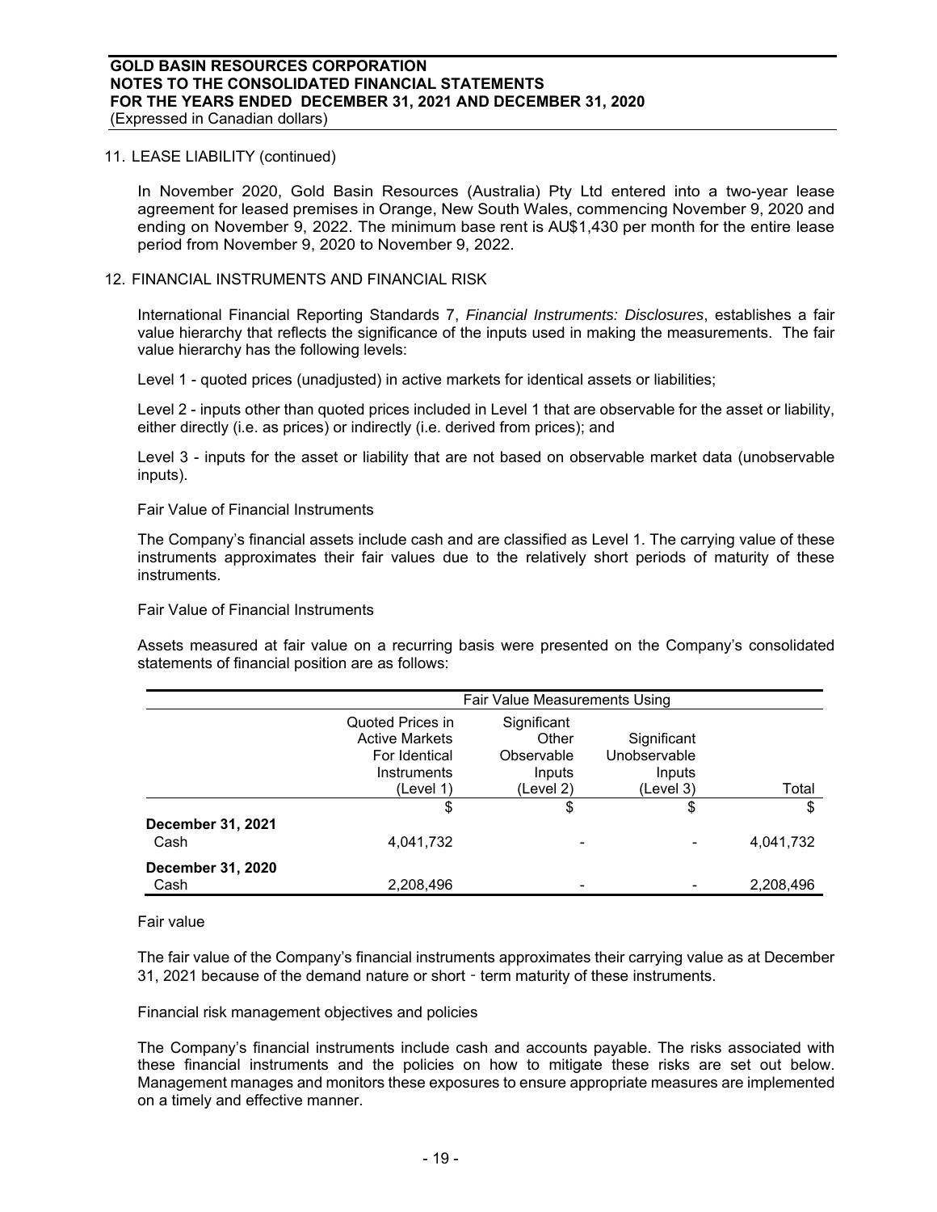11. LEASE LIABILITY (continued)

In November 2020, Gold Basin Resources (Australia) Pty Ltd entered into a two-year lease agreement for leased premises in Orange, New South Wales, commencing November 9, 2020 and ending on November 9, 2022. The minimum base rent is AU$1,430 per month for the entire lease period from November 9, 2020 to November 9, 2022.

12. FINANCIAL INSTRUMENTS AND FINANCIAL RISK

International Financial Reporting Standards 7, *Financial Instruments: Disclosures*, establishes a fair value hierarchy that reflects the significance of the inputs used in making the measurements. The fair value hierarchy has the following levels:

Level 1 - quoted prices (unadjusted) in active markets for identical assets or liabilities;

Level 2 - inputs other than quoted prices included in Level 1 that are observable for the asset or liability, either directly (i.e. as prices) or indirectly (i.e. derived from prices); and

Level 3 - inputs for the asset or liability that are not based on observable market data (unobservable inputs).

Fair Value of Financial Instruments

The Company's financial assets include cash and are classified as Level 1. The carrying value of these instruments approximates their fair values due to the relatively short periods of maturity of these instruments.

Fair Value of Financial Instruments

Assets measured at fair value on a recurring basis were presented on the Company's consolidated statements of financial position are as follows:

| | Fair Value Measurements Using | | | |
|---|---|---|---|---|
| | Quoted Prices in Active Markets For Identical Instruments (Level 1) | Significant Other Observable Inputs (Level 2) | Significant Unobservable Inputs (Level 3) | Total |
| | $ | $ | $ | $ |
| **December 31, 2021** | | | | |
| Cash | 4,041,732 | - | - | 4,041,732 |
| **December 31, 2020** | | | | |
| Cash | 2,208,496 | - | - | 2,208,496 |

Fair value

The fair value of the Company's financial instruments approximates their carrying value as at December 31, 2021 because of the demand nature or short‐term maturity of these instruments.

Financial risk management objectives and policies

The Company's financial instruments include cash and accounts payable. The risks associated with these financial instruments and the policies on how to mitigate these risks are set out below. Management manages and monitors these exposures to ensure appropriate measures are implemented on a timely and effective manner.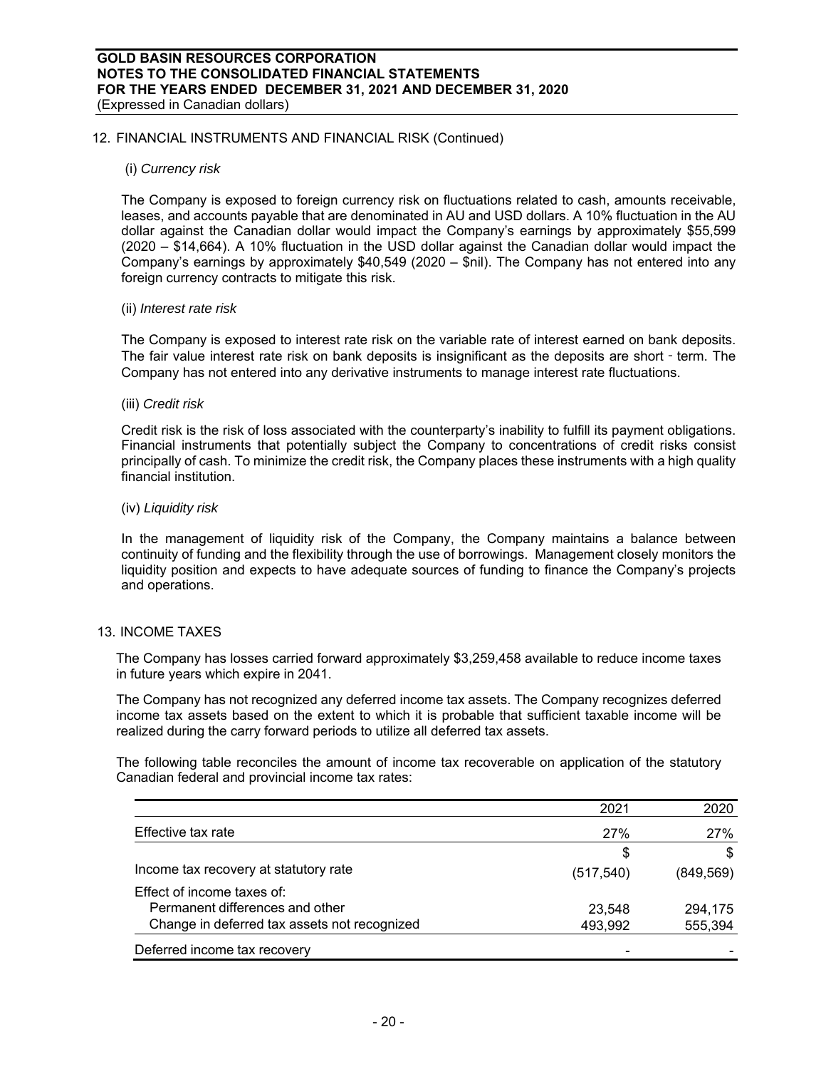## 12. FINANCIAL INSTRUMENTS AND FINANCIAL RISK (Continued)

(i) *Currency risk*

The Company is exposed to foreign currency risk on fluctuations related to cash, amounts receivable, leases, and accounts payable that are denominated in AU and USD dollars. A 10% fluctuation in the AU dollar against the Canadian dollar would impact the Company's earnings by approximately $55,599 (2020 – $14,664). A 10% fluctuation in the USD dollar against the Canadian dollar would impact the Company's earnings by approximately $40,549 (2020 – $nil). The Company has not entered into any foreign currency contracts to mitigate this risk.

(ii) *Interest rate risk*

The Company is exposed to interest rate risk on the variable rate of interest earned on bank deposits. The fair value interest rate risk on bank deposits is insignificant as the deposits are short - term. The Company has not entered into any derivative instruments to manage interest rate fluctuations.

(iii) *Credit risk*

Credit risk is the risk of loss associated with the counterparty's inability to fulfill its payment obligations. Financial instruments that potentially subject the Company to concentrations of credit risks consist principally of cash. To minimize the credit risk, the Company places these instruments with a high quality financial institution.

(iv) *Liquidity risk*

In the management of liquidity risk of the Company, the Company maintains a balance between continuity of funding and the flexibility through the use of borrowings. Management closely monitors the liquidity position and expects to have adequate sources of funding to finance the Company's projects and operations.

## 13. INCOME TAXES

The Company has losses carried forward approximately $3,259,458 available to reduce income taxes in future years which expire in 2041.

The Company has not recognized any deferred income tax assets. The Company recognizes deferred income tax assets based on the extent to which it is probable that sufficient taxable income will be realized during the carry forward periods to utilize all deferred tax assets.

The following table reconciles the amount of income tax recoverable on application of the statutory Canadian federal and provincial income tax rates:

| | 2021 | 2020 |
|---|---|---|
| Effective tax rate | 27% | 27% |
| | $ | $ |
| Income tax recovery at statutory rate | (517,540) | (849,569) |
| Effect of income taxes of: | | |
| Permanent differences and other | 23,548 | 294,175 |
| Change in deferred tax assets not recognized | 493,992 | 555,394 |
| Deferred income tax recovery | - | - |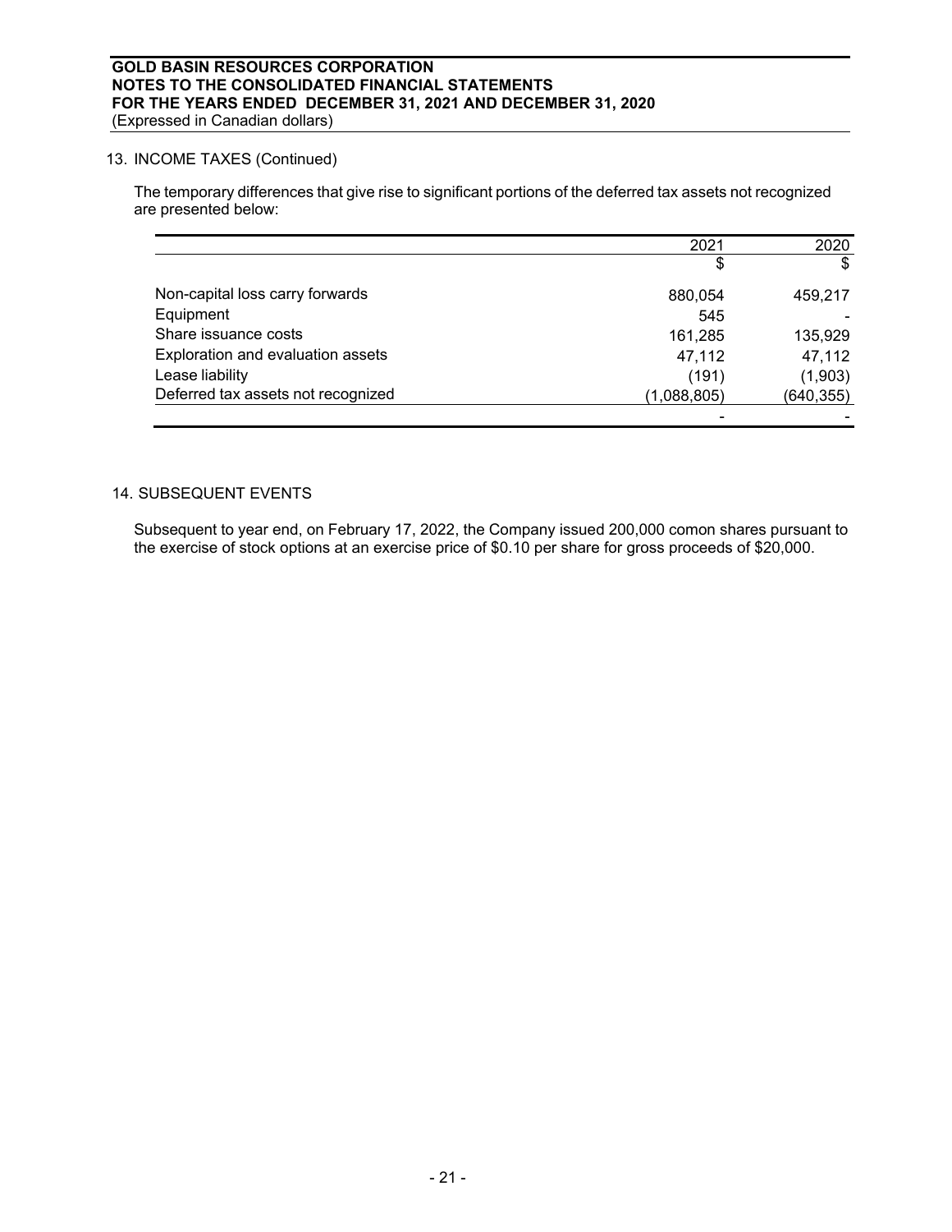## 13. INCOME TAXES (Continued)

The temporary differences that give rise to significant portions of the deferred tax assets not recognized are presented below:

| | 2021 | 2020 |
|---|---|---|
| | $ | $ |
| Non-capital loss carry forwards | 880,054 | 459,217 |
| Equipment | 545 | - |
| Share issuance costs | 161,285 | 135,929 |
| Exploration and evaluation assets | 47,112 | 47,112 |
| Lease liability | (191) | (1,903) |
| Deferred tax assets not recognized | (1,088,805) | (640,355) |
| | - | - |

## 14. SUBSEQUENT EVENTS

Subsequent to year end, on February 17, 2022, the Company issued 200,000 comon shares pursuant to the exercise of stock options at an exercise price of $0.10 per share for gross proceeds of $20,000.